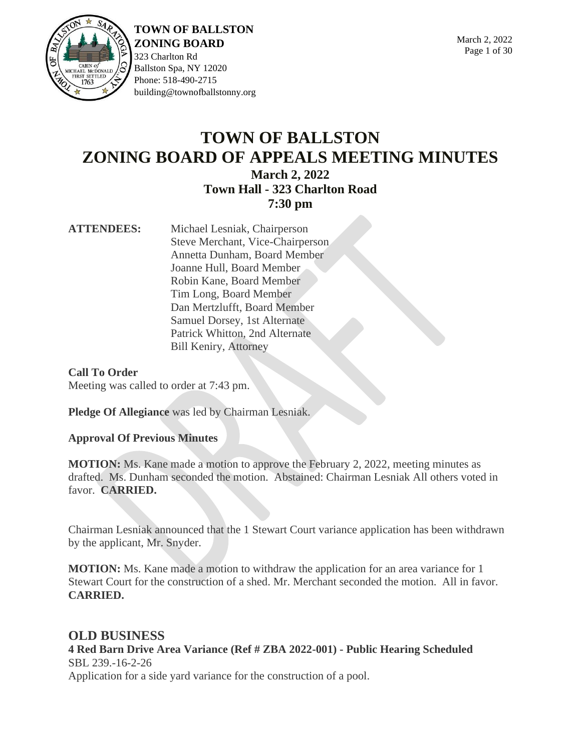**TOWN OF BALLSTON**
**ZONING BOARD**
323 Charlton Rd
Ballston Spa, NY 12020
Phone: 518-490-2715
building@townofballstonny.org

March 2, 2022

# TOWN OF BALLSTON ZONING BOARD OF APPEALS MEETING MINUTES

### March 2, 2022
### Town Hall - 323 Charlton Road
### 7:30 pm

**ATTENDEES:**
Michael Lesniak, Chairperson
Steve Merchant, Vice-Chairperson
Annetta Dunham, Board Member
Joanne Hull, Board Member
Robin Kane, Board Member
Tim Long, Board Member
Dan Mertzlufft, Board Member
Samuel Dorsey, 1st Alternate
Patrick Whitton, 2nd Alternate
Bill Keniry, Attorney

**Call To Order**
Meeting was called to order at 7:43 pm.

**Pledge Of Allegiance** was led by Chairman Lesniak.

**Approval Of Previous Minutes**

**MOTION:** Ms. Kane made a motion to approve the February 2, 2022, meeting minutes as drafted. Ms. Dunham seconded the motion. Abstained: Chairman Lesniak All others voted in favor. **CARRIED.**

Chairman Lesniak announced that the 1 Stewart Court variance application has been withdrawn by the applicant, Mr. Snyder.

**MOTION:** Ms. Kane made a motion to withdraw the application for an area variance for 1 Stewart Court for the construction of a shed. Mr. Merchant seconded the motion. All in favor. **CARRIED.**

## OLD BUSINESS

**4 Red Barn Drive Area Variance (Ref # ZBA 2022-001) - Public Hearing Scheduled**
SBL 239.-16-2-26
Application for a side yard variance for the construction of a pool.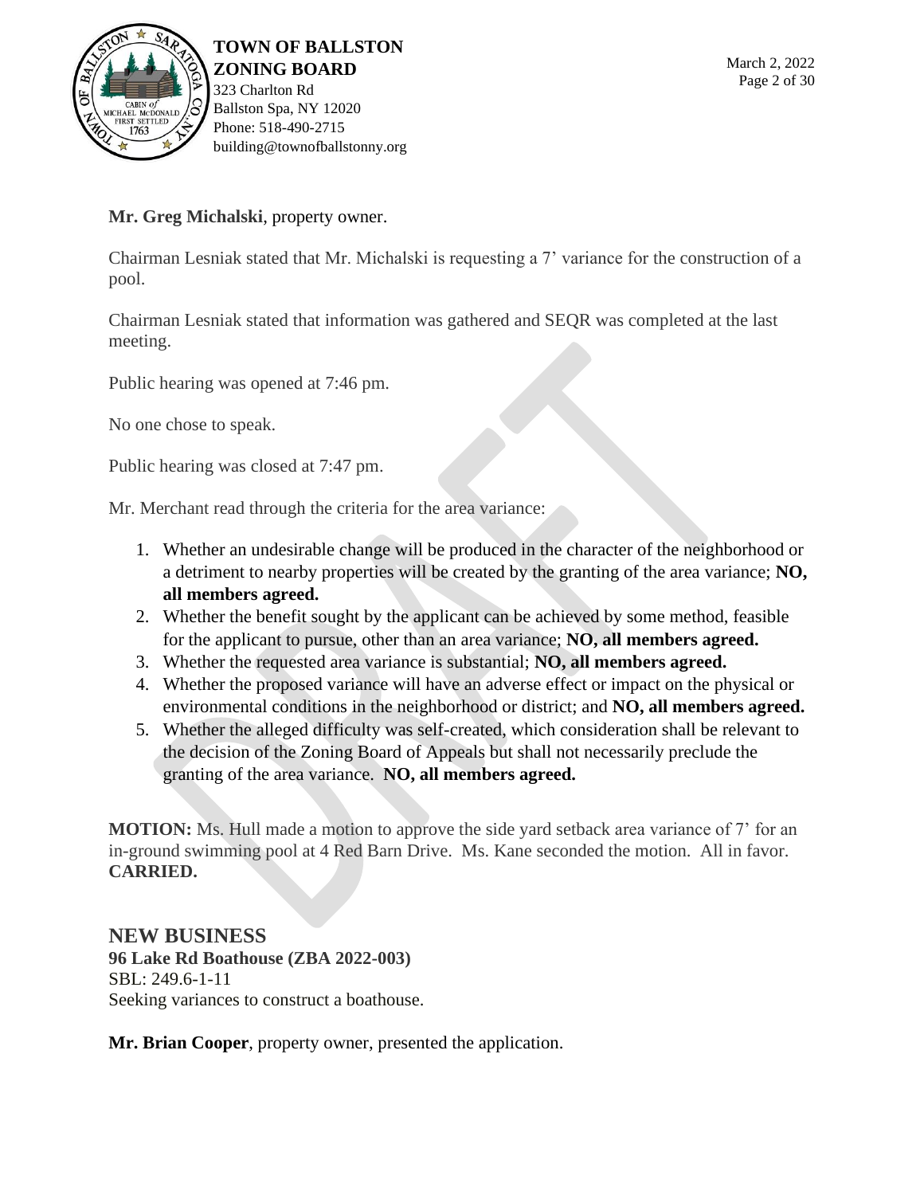**Mr. Greg Michalski**, property owner.

Chairman Lesniak stated that Mr. Michalski is requesting a 7' variance for the construction of a pool.

Chairman Lesniak stated that information was gathered and SEQR was completed at the last meeting.

Public hearing was opened at 7:46 pm.

No one chose to speak.

Public hearing was closed at 7:47 pm.

Mr. Merchant read through the criteria for the area variance:

1. Whether an undesirable change will be produced in the character of the neighborhood or a detriment to nearby properties will be created by the granting of the area variance; **NO, all members agreed.**
2. Whether the benefit sought by the applicant can be achieved by some method, feasible for the applicant to pursue, other than an area variance; **NO, all members agreed.**
3. Whether the requested area variance is substantial; **NO, all members agreed.**
4. Whether the proposed variance will have an adverse effect or impact on the physical or environmental conditions in the neighborhood or district; and **NO, all members agreed.**
5. Whether the alleged difficulty was self-created, which consideration shall be relevant to the decision of the Zoning Board of Appeals but shall not necessarily preclude the granting of the area variance. **NO, all members agreed.**

**MOTION:** Ms. Hull made a motion to approve the side yard setback area variance of 7' for an in-ground swimming pool at 4 Red Barn Drive. Ms. Kane seconded the motion. All in favor. **CARRIED.**

## NEW BUSINESS

**96 Lake Rd Boathouse (ZBA 2022-003)**
SBL: 249.6-1-11
Seeking variances to construct a boathouse.

**Mr. Brian Cooper**, property owner, presented the application.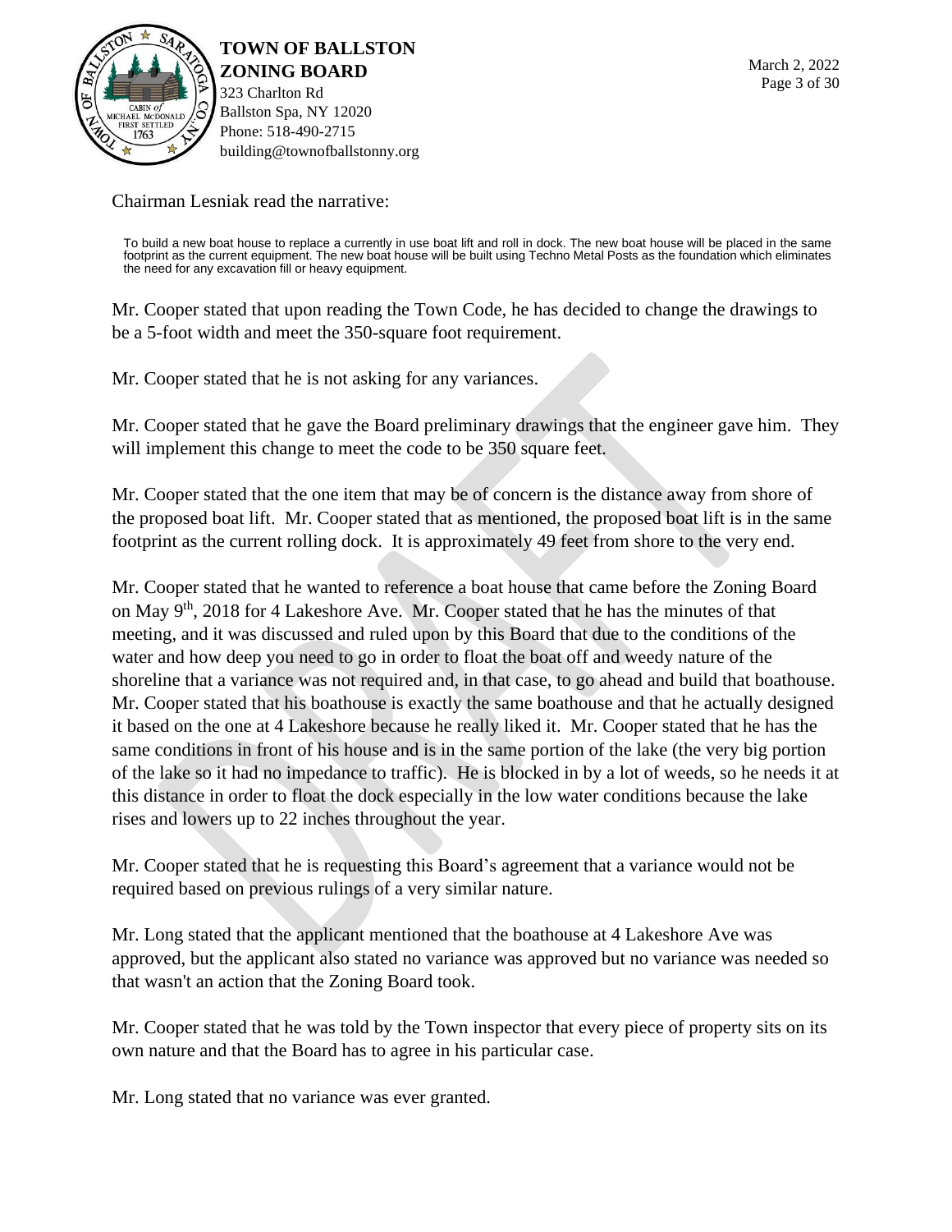Chairman Lesniak read the narrative:

> To build a new boat house to replace a currently in use boat lift and roll in dock. The new boat house will be placed in the same footprint as the current equipment. The new boat house will be built using Techno Metal Posts as the foundation which eliminates the need for any excavation fill or heavy equipment.

Mr. Cooper stated that upon reading the Town Code, he has decided to change the drawings to be a 5-foot width and meet the 350-square foot requirement.

Mr. Cooper stated that he is not asking for any variances.

Mr. Cooper stated that he gave the Board preliminary drawings that the engineer gave him. They will implement this change to meet the code to be 350 square feet.

Mr. Cooper stated that the one item that may be of concern is the distance away from shore of the proposed boat lift. Mr. Cooper stated that as mentioned, the proposed boat lift is in the same footprint as the current rolling dock. It is approximately 49 feet from shore to the very end.

Mr. Cooper stated that he wanted to reference a boat house that came before the Zoning Board on May 9th, 2018 for 4 Lakeshore Ave. Mr. Cooper stated that he has the minutes of that meeting, and it was discussed and ruled upon by this Board that due to the conditions of the water and how deep you need to go in order to float the boat off and weedy nature of the shoreline that a variance was not required and, in that case, to go ahead and build that boathouse. Mr. Cooper stated that his boathouse is exactly the same boathouse and that he actually designed it based on the one at 4 Lakeshore because he really liked it. Mr. Cooper stated that he has the same conditions in front of his house and is in the same portion of the lake (the very big portion of the lake so it had no impedance to traffic). He is blocked in by a lot of weeds, so he needs it at this distance in order to float the dock especially in the low water conditions because the lake rises and lowers up to 22 inches throughout the year.

Mr. Cooper stated that he is requesting this Board's agreement that a variance would not be required based on previous rulings of a very similar nature.

Mr. Long stated that the applicant mentioned that the boathouse at 4 Lakeshore Ave was approved, but the applicant also stated no variance was approved but no variance was needed so that wasn't an action that the Zoning Board took.

Mr. Cooper stated that he was told by the Town inspector that every piece of property sits on its own nature and that the Board has to agree in his particular case.

Mr. Long stated that no variance was ever granted.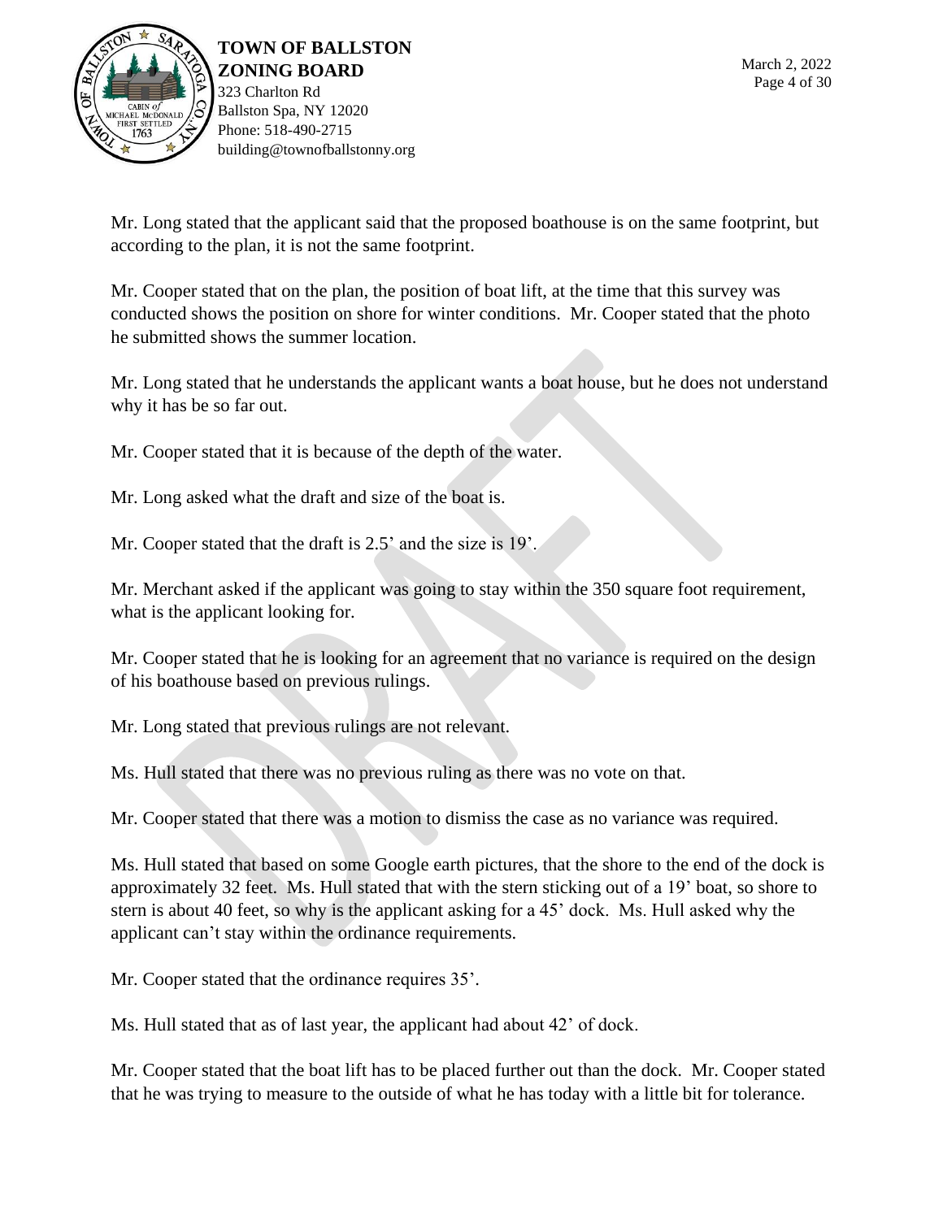Mr. Long stated that the applicant said that the proposed boathouse is on the same footprint, but according to the plan, it is not the same footprint.

Mr. Cooper stated that on the plan, the position of boat lift, at the time that this survey was conducted shows the position on shore for winter conditions. Mr. Cooper stated that the photo he submitted shows the summer location.

Mr. Long stated that he understands the applicant wants a boat house, but he does not understand why it has be so far out.

Mr. Cooper stated that it is because of the depth of the water.

Mr. Long asked what the draft and size of the boat is.

Mr. Cooper stated that the draft is 2.5' and the size is 19'.

Mr. Merchant asked if the applicant was going to stay within the 350 square foot requirement, what is the applicant looking for.

Mr. Cooper stated that he is looking for an agreement that no variance is required on the design of his boathouse based on previous rulings.

Mr. Long stated that previous rulings are not relevant.

Ms. Hull stated that there was no previous ruling as there was no vote on that.

Mr. Cooper stated that there was a motion to dismiss the case as no variance was required.

Ms. Hull stated that based on some Google earth pictures, that the shore to the end of the dock is approximately 32 feet. Ms. Hull stated that with the stern sticking out of a 19' boat, so shore to stern is about 40 feet, so why is the applicant asking for a 45' dock. Ms. Hull asked why the applicant can't stay within the ordinance requirements.

Mr. Cooper stated that the ordinance requires 35'.

Ms. Hull stated that as of last year, the applicant had about 42' of dock.

Mr. Cooper stated that the boat lift has to be placed further out than the dock. Mr. Cooper stated that he was trying to measure to the outside of what he has today with a little bit for tolerance.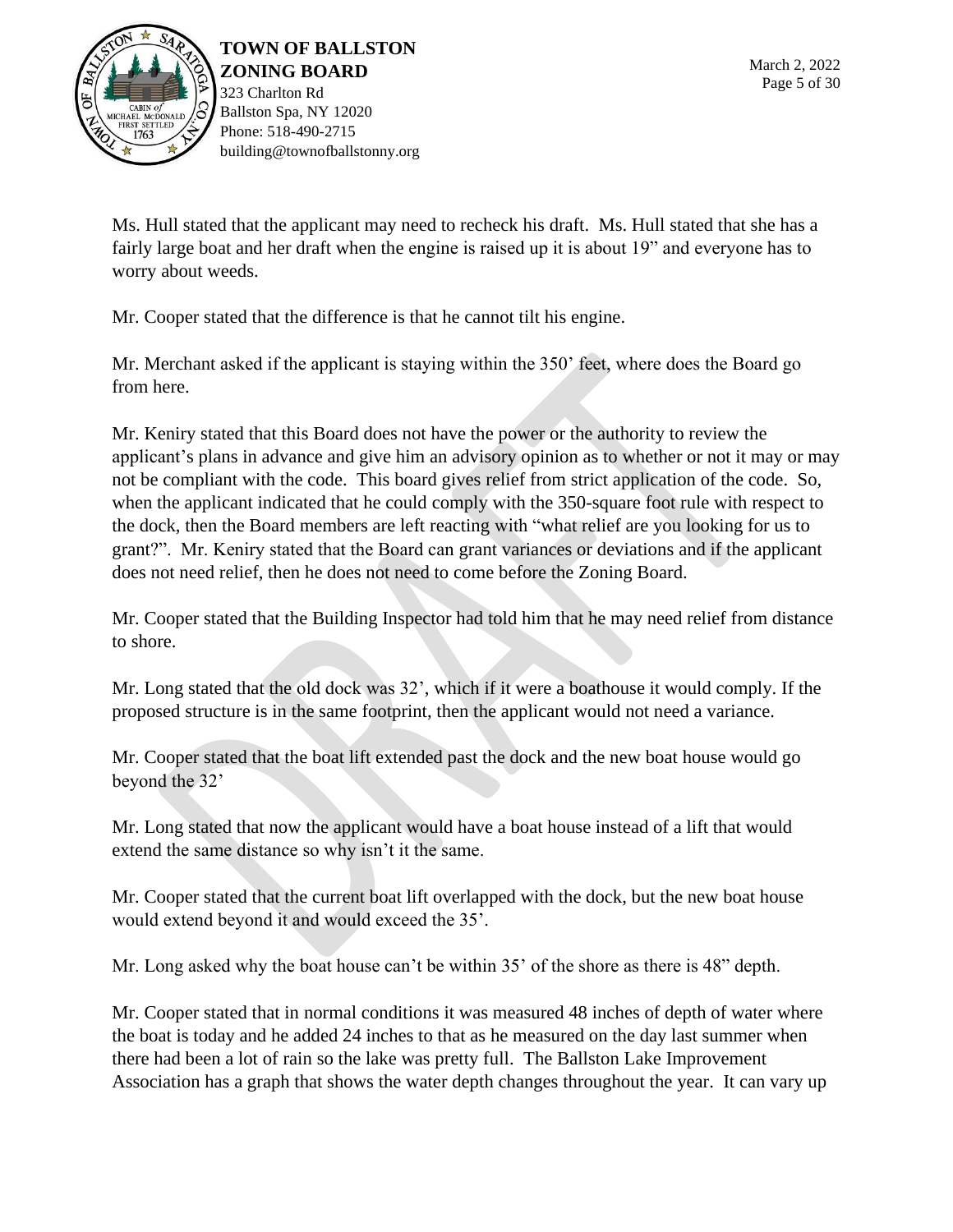Ms. Hull stated that the applicant may need to recheck his draft. Ms. Hull stated that she has a fairly large boat and her draft when the engine is raised up it is about 19" and everyone has to worry about weeds.

Mr. Cooper stated that the difference is that he cannot tilt his engine.

Mr. Merchant asked if the applicant is staying within the 350' feet, where does the Board go from here.

Mr. Keniry stated that this Board does not have the power or the authority to review the applicant's plans in advance and give him an advisory opinion as to whether or not it may or may not be compliant with the code. This board gives relief from strict application of the code. So, when the applicant indicated that he could comply with the 350-square foot rule with respect to the dock, then the Board members are left reacting with "what relief are you looking for us to grant?". Mr. Keniry stated that the Board can grant variances or deviations and if the applicant does not need relief, then he does not need to come before the Zoning Board.

Mr. Cooper stated that the Building Inspector had told him that he may need relief from distance to shore.

Mr. Long stated that the old dock was 32', which if it were a boathouse it would comply. If the proposed structure is in the same footprint, then the applicant would not need a variance.

Mr. Cooper stated that the boat lift extended past the dock and the new boat house would go beyond the 32'

Mr. Long stated that now the applicant would have a boat house instead of a lift that would extend the same distance so why isn't it the same.

Mr. Cooper stated that the current boat lift overlapped with the dock, but the new boat house would extend beyond it and would exceed the 35'.

Mr. Long asked why the boat house can't be within 35' of the shore as there is 48" depth.

Mr. Cooper stated that in normal conditions it was measured 48 inches of depth of water where the boat is today and he added 24 inches to that as he measured on the day last summer when there had been a lot of rain so the lake was pretty full. The Ballston Lake Improvement Association has a graph that shows the water depth changes throughout the year. It can vary up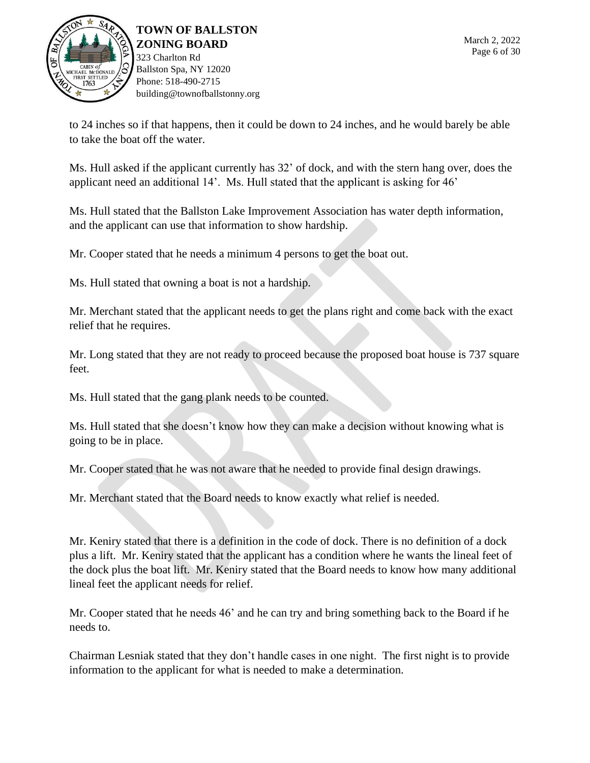to 24 inches so if that happens, then it could be down to 24 inches, and he would barely be able to take the boat off the water.

Ms. Hull asked if the applicant currently has 32' of dock, and with the stern hang over, does the applicant need an additional 14'. Ms. Hull stated that the applicant is asking for 46'

Ms. Hull stated that the Ballston Lake Improvement Association has water depth information, and the applicant can use that information to show hardship.

Mr. Cooper stated that he needs a minimum 4 persons to get the boat out.

Ms. Hull stated that owning a boat is not a hardship.

Mr. Merchant stated that the applicant needs to get the plans right and come back with the exact relief that he requires.

Mr. Long stated that they are not ready to proceed because the proposed boat house is 737 square feet.

Ms. Hull stated that the gang plank needs to be counted.

Ms. Hull stated that she doesn't know how they can make a decision without knowing what is going to be in place.

Mr. Cooper stated that he was not aware that he needed to provide final design drawings.

Mr. Merchant stated that the Board needs to know exactly what relief is needed.

Mr. Keniry stated that there is a definition in the code of dock. There is no definition of a dock plus a lift. Mr. Keniry stated that the applicant has a condition where he wants the lineal feet of the dock plus the boat lift. Mr. Keniry stated that the Board needs to know how many additional lineal feet the applicant needs for relief.

Mr. Cooper stated that he needs 46' and he can try and bring something back to the Board if he needs to.

Chairman Lesniak stated that they don't handle cases in one night. The first night is to provide information to the applicant for what is needed to make a determination.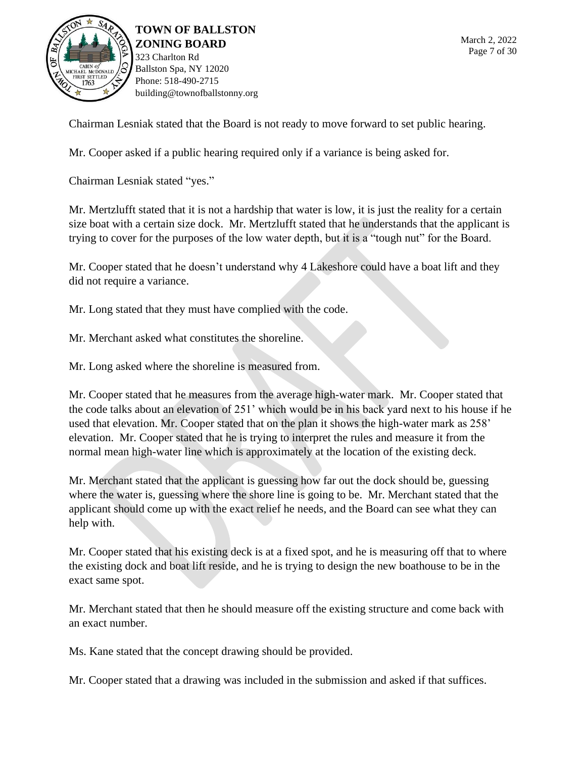Chairman Lesniak stated that the Board is not ready to move forward to set public hearing.

Mr. Cooper asked if a public hearing required only if a variance is being asked for.

Chairman Lesniak stated "yes."

Mr. Mertzlufft stated that it is not a hardship that water is low, it is just the reality for a certain size boat with a certain size dock. Mr. Mertzlufft stated that he understands that the applicant is trying to cover for the purposes of the low water depth, but it is a "tough nut" for the Board.

Mr. Cooper stated that he doesn't understand why 4 Lakeshore could have a boat lift and they did not require a variance.

Mr. Long stated that they must have complied with the code.

Mr. Merchant asked what constitutes the shoreline.

Mr. Long asked where the shoreline is measured from.

Mr. Cooper stated that he measures from the average high-water mark. Mr. Cooper stated that the code talks about an elevation of 251' which would be in his back yard next to his house if he used that elevation. Mr. Cooper stated that on the plan it shows the high-water mark as 258' elevation. Mr. Cooper stated that he is trying to interpret the rules and measure it from the normal mean high-water line which is approximately at the location of the existing deck.

Mr. Merchant stated that the applicant is guessing how far out the dock should be, guessing where the water is, guessing where the shore line is going to be. Mr. Merchant stated that the applicant should come up with the exact relief he needs, and the Board can see what they can help with.

Mr. Cooper stated that his existing deck is at a fixed spot, and he is measuring off that to where the existing dock and boat lift reside, and he is trying to design the new boathouse to be in the exact same spot.

Mr. Merchant stated that then he should measure off the existing structure and come back with an exact number.

Ms. Kane stated that the concept drawing should be provided.

Mr. Cooper stated that a drawing was included in the submission and asked if that suffices.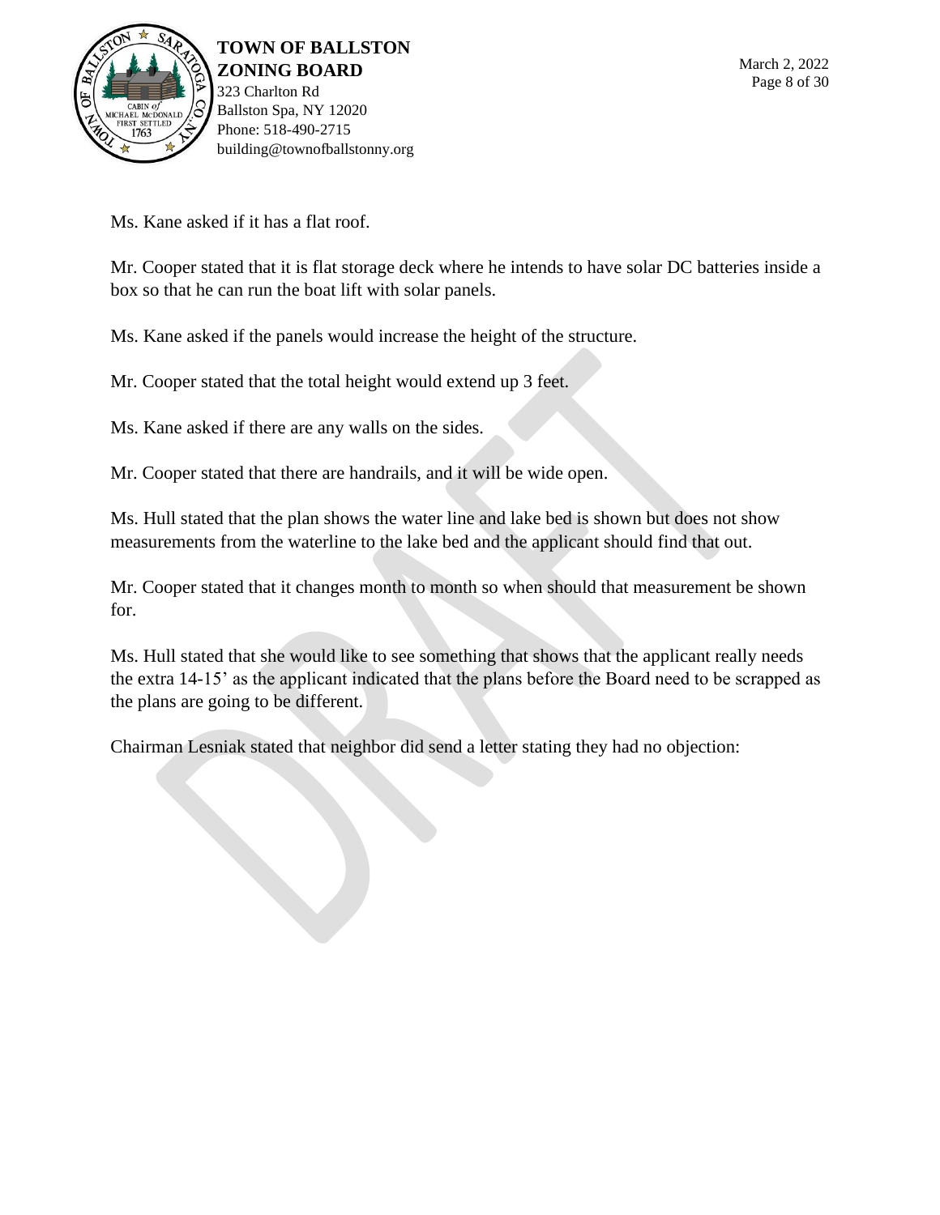Ms. Kane asked if it has a flat roof.

Mr. Cooper stated that it is flat storage deck where he intends to have solar DC batteries inside a box so that he can run the boat lift with solar panels.

Ms. Kane asked if the panels would increase the height of the structure.

Mr. Cooper stated that the total height would extend up 3 feet.

Ms. Kane asked if there are any walls on the sides.

Mr. Cooper stated that there are handrails, and it will be wide open.

Ms. Hull stated that the plan shows the water line and lake bed is shown but does not show measurements from the waterline to the lake bed and the applicant should find that out.

Mr. Cooper stated that it changes month to month so when should that measurement be shown for.

Ms. Hull stated that she would like to see something that shows that the applicant really needs the extra 14-15' as the applicant indicated that the plans before the Board need to be scrapped as the plans are going to be different.

Chairman Lesniak stated that neighbor did send a letter stating they had no objection: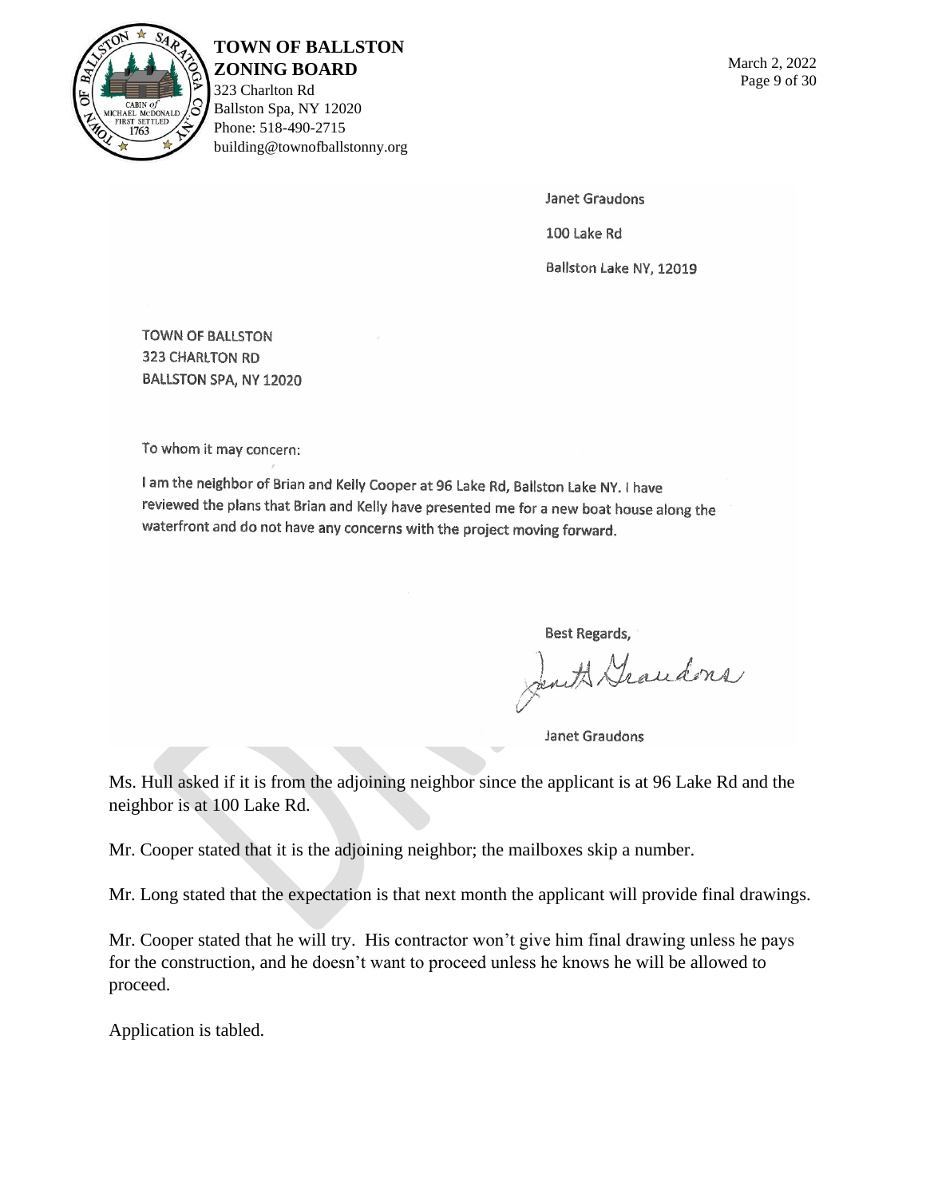Janet Graudons

100 Lake Rd

Ballston Lake NY, 12019

TOWN OF BALLSTON
323 CHARLTON RD
BALLSTON SPA, NY 12020

To whom it may concern:

I am the neighbor of Brian and Kelly Cooper at 96 Lake Rd, Ballston Lake NY. I have reviewed the plans that Brian and Kelly have presented me for a new boat house along the waterfront and do not have any concerns with the project moving forward.

Best Regards,

Janet Graudons

Janet Graudons

Ms. Hull asked if it is from the adjoining neighbor since the applicant is at 96 Lake Rd and the neighbor is at 100 Lake Rd.

Mr. Cooper stated that it is the adjoining neighbor; the mailboxes skip a number.

Mr. Long stated that the expectation is that next month the applicant will provide final drawings.

Mr. Cooper stated that he will try. His contractor won't give him final drawing unless he pays for the construction, and he doesn't want to proceed unless he knows he will be allowed to proceed.

Application is tabled.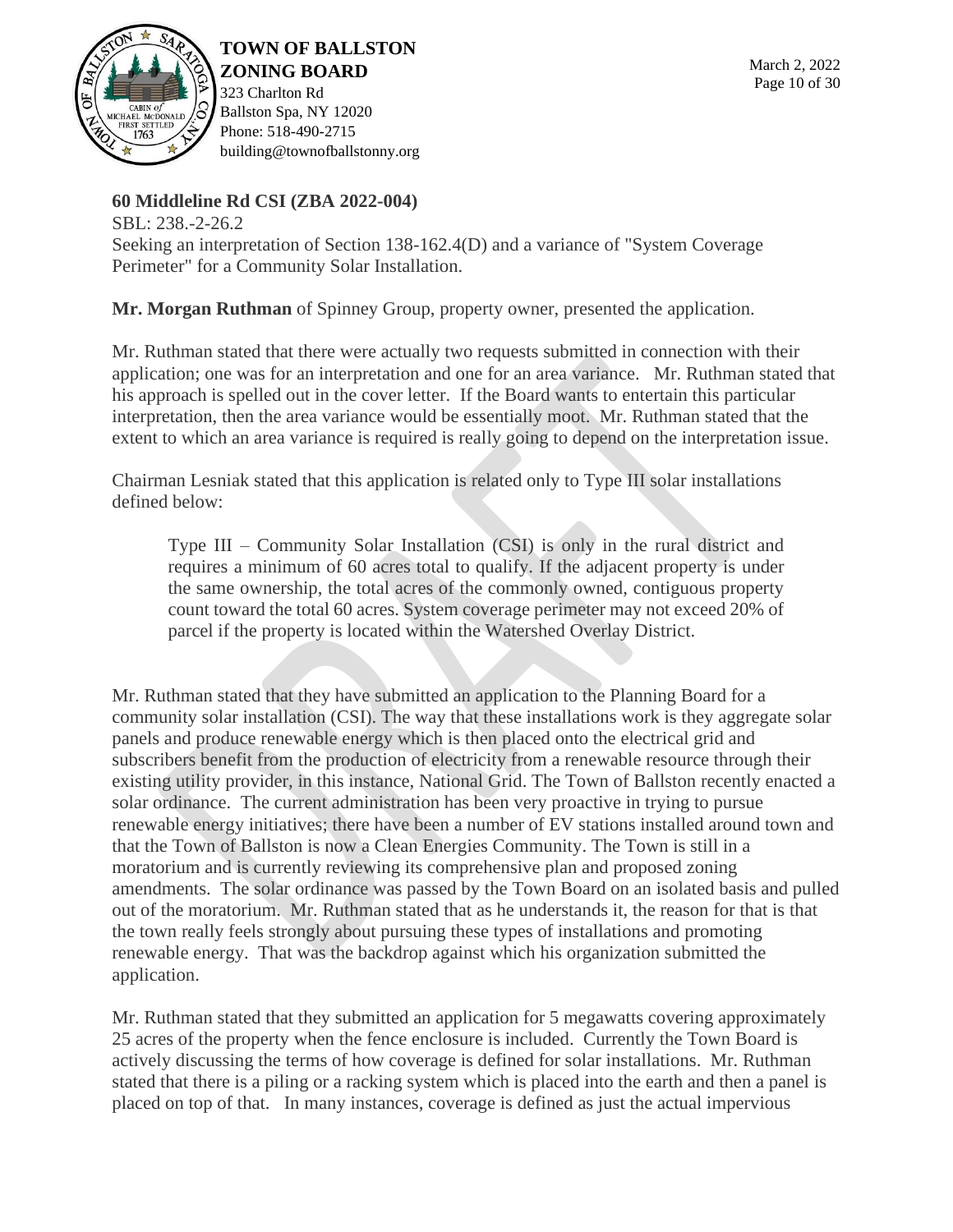## 60 Middleline Rd CSI (ZBA 2022-004)

SBL: 238.-2-26.2
Seeking an interpretation of Section 138-162.4(D) and a variance of "System Coverage Perimeter" for a Community Solar Installation.

**Mr. Morgan Ruthman** of Spinney Group, property owner, presented the application.

Mr. Ruthman stated that there were actually two requests submitted in connection with their application; one was for an interpretation and one for an area variance. Mr. Ruthman stated that his approach is spelled out in the cover letter. If the Board wants to entertain this particular interpretation, then the area variance would be essentially moot. Mr. Ruthman stated that the extent to which an area variance is required is really going to depend on the interpretation issue.

Chairman Lesniak stated that this application is related only to Type III solar installations defined below:

> Type III – Community Solar Installation (CSI) is only in the rural district and requires a minimum of 60 acres total to qualify. If the adjacent property is under the same ownership, the total acres of the commonly owned, contiguous property count toward the total 60 acres. System coverage perimeter may not exceed 20% of parcel if the property is located within the Watershed Overlay District.

Mr. Ruthman stated that they have submitted an application to the Planning Board for a community solar installation (CSI). The way that these installations work is they aggregate solar panels and produce renewable energy which is then placed onto the electrical grid and subscribers benefit from the production of electricity from a renewable resource through their existing utility provider, in this instance, National Grid. The Town of Ballston recently enacted a solar ordinance. The current administration has been very proactive in trying to pursue renewable energy initiatives; there have been a number of EV stations installed around town and that the Town of Ballston is now a Clean Energies Community. The Town is still in a moratorium and is currently reviewing its comprehensive plan and proposed zoning amendments. The solar ordinance was passed by the Town Board on an isolated basis and pulled out of the moratorium. Mr. Ruthman stated that as he understands it, the reason for that is that the town really feels strongly about pursuing these types of installations and promoting renewable energy. That was the backdrop against which his organization submitted the application.

Mr. Ruthman stated that they submitted an application for 5 megawatts covering approximately 25 acres of the property when the fence enclosure is included. Currently the Town Board is actively discussing the terms of how coverage is defined for solar installations. Mr. Ruthman stated that there is a piling or a racking system which is placed into the earth and then a panel is placed on top of that. In many instances, coverage is defined as just the actual impervious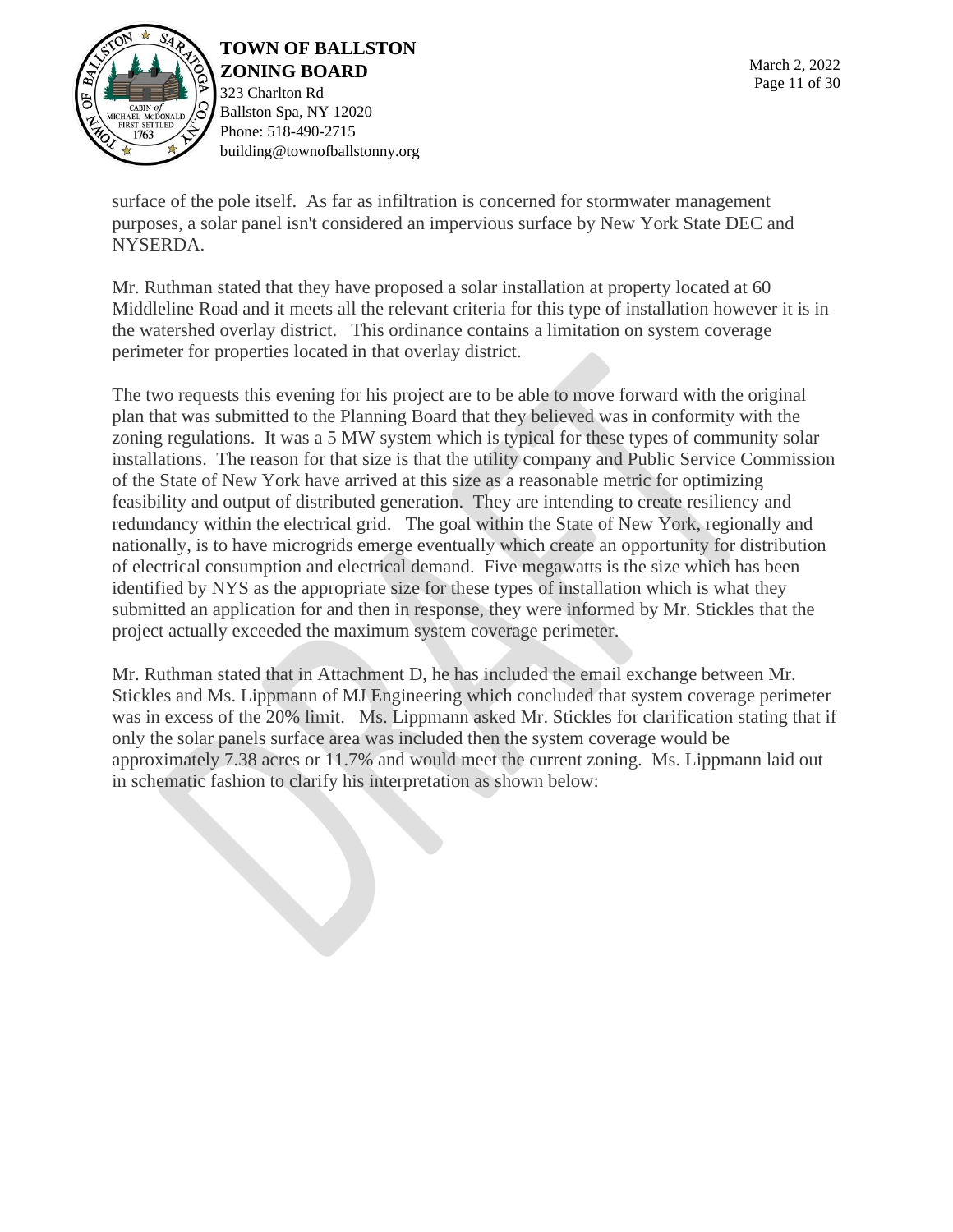surface of the pole itself. As far as infiltration is concerned for stormwater management purposes, a solar panel isn't considered an impervious surface by New York State DEC and NYSERDA.

Mr. Ruthman stated that they have proposed a solar installation at property located at 60 Middleline Road and it meets all the relevant criteria for this type of installation however it is in the watershed overlay district. This ordinance contains a limitation on system coverage perimeter for properties located in that overlay district.

The two requests this evening for his project are to be able to move forward with the original plan that was submitted to the Planning Board that they believed was in conformity with the zoning regulations. It was a 5 MW system which is typical for these types of community solar installations. The reason for that size is that the utility company and Public Service Commission of the State of New York have arrived at this size as a reasonable metric for optimizing feasibility and output of distributed generation. They are intending to create resiliency and redundancy within the electrical grid. The goal within the State of New York, regionally and nationally, is to have microgrids emerge eventually which create an opportunity for distribution of electrical consumption and electrical demand. Five megawatts is the size which has been identified by NYS as the appropriate size for these types of installation which is what they submitted an application for and then in response, they were informed by Mr. Stickles that the project actually exceeded the maximum system coverage perimeter.

Mr. Ruthman stated that in Attachment D, he has included the email exchange between Mr. Stickles and Ms. Lippmann of MJ Engineering which concluded that system coverage perimeter was in excess of the 20% limit. Ms. Lippmann asked Mr. Stickles for clarification stating that if only the solar panels surface area was included then the system coverage would be approximately 7.38 acres or 11.7% and would meet the current zoning. Ms. Lippmann laid out in schematic fashion to clarify his interpretation as shown below: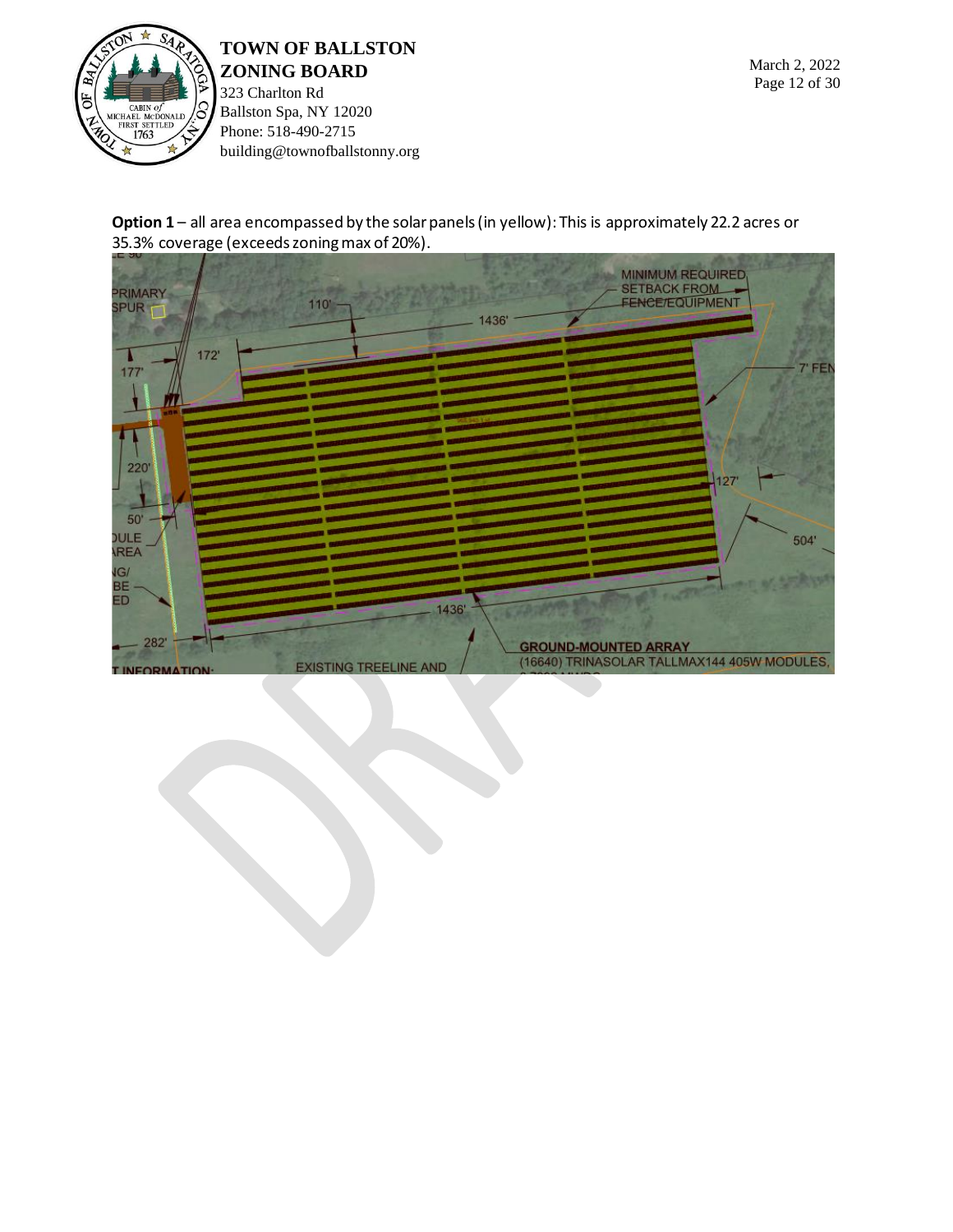**Option 1** – all area encompassed by the solar panels (in yellow): This is approximately 22.2 acres or 35.3% coverage (exceeds zoning max of 20%).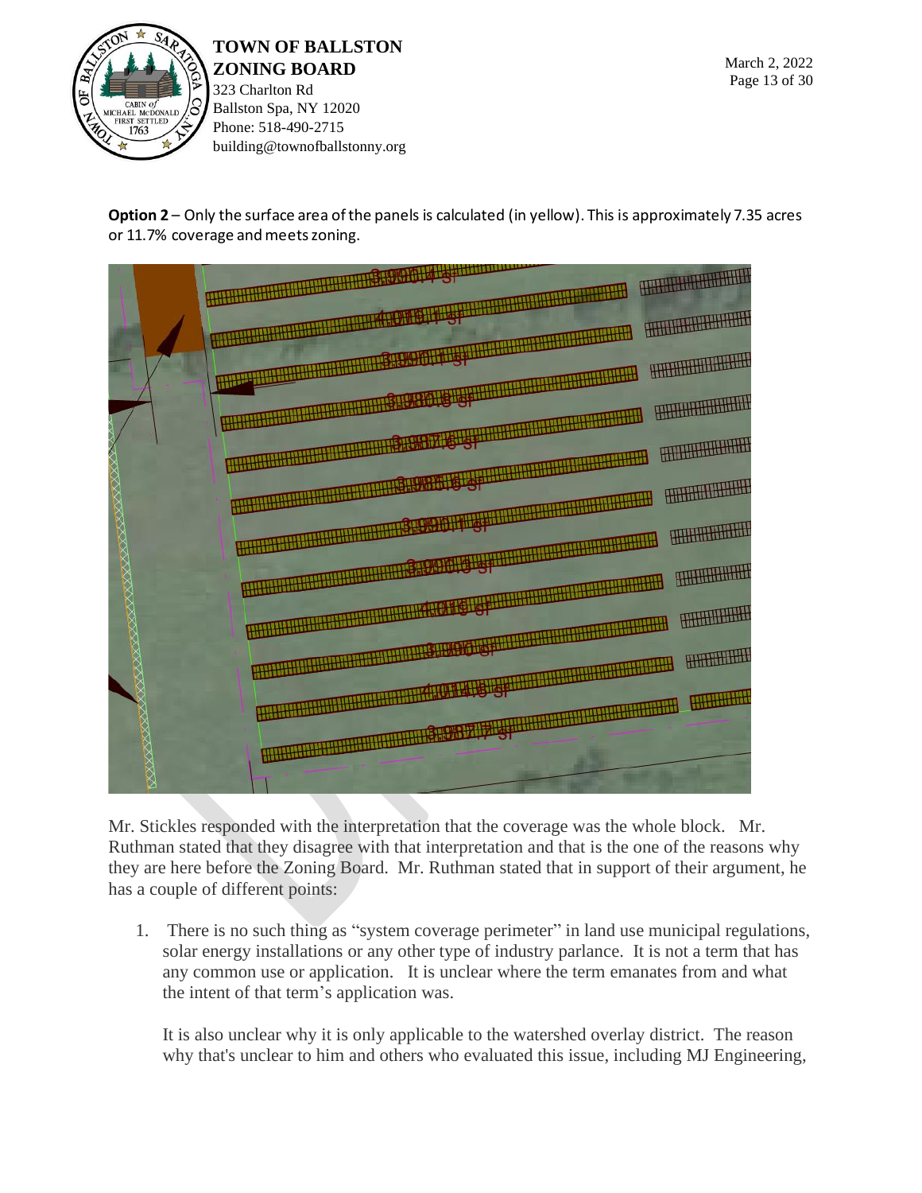**Option 2** – Only the surface area of the panels is calculated (in yellow). This is approximately 7.35 acres or 11.7% coverage and meets zoning.

Mr. Stickles responded with the interpretation that the coverage was the whole block. Mr. Ruthman stated that they disagree with that interpretation and that is the one of the reasons why they are here before the Zoning Board. Mr. Ruthman stated that in support of their argument, he has a couple of different points:

1. There is no such thing as "system coverage perimeter" in land use municipal regulations, solar energy installations or any other type of industry parlance. It is not a term that has any common use or application. It is unclear where the term emanates from and what the intent of that term's application was.

   It is also unclear why it is only applicable to the watershed overlay district. The reason why that's unclear to him and others who evaluated this issue, including MJ Engineering,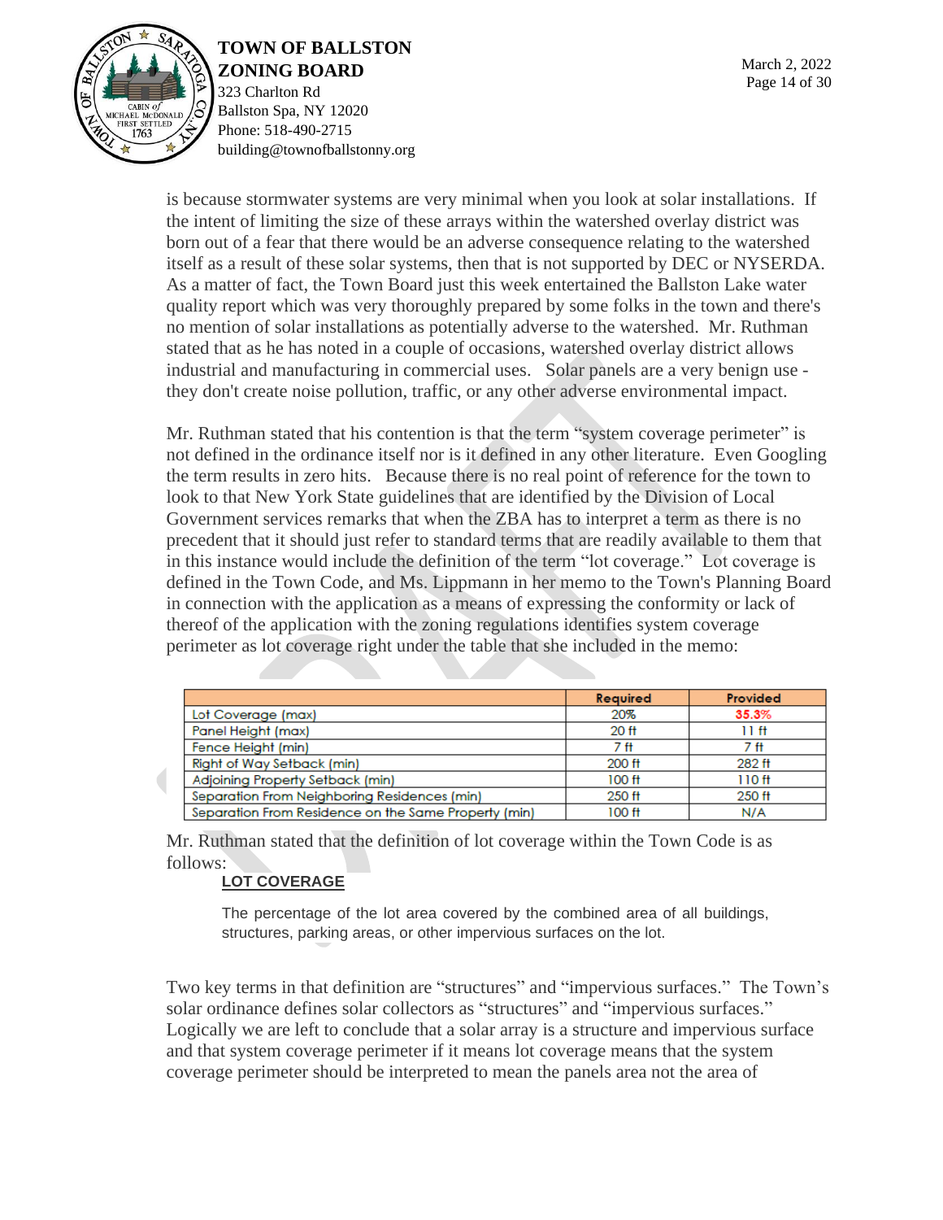is because stormwater systems are very minimal when you look at solar installations. If the intent of limiting the size of these arrays within the watershed overlay district was born out of a fear that there would be an adverse consequence relating to the watershed itself as a result of these solar systems, then that is not supported by DEC or NYSERDA. As a matter of fact, the Town Board just this week entertained the Ballston Lake water quality report which was very thoroughly prepared by some folks in the town and there's no mention of solar installations as potentially adverse to the watershed. Mr. Ruthman stated that as he has noted in a couple of occasions, watershed overlay district allows industrial and manufacturing in commercial uses. Solar panels are a very benign use - they don't create noise pollution, traffic, or any other adverse environmental impact.

Mr. Ruthman stated that his contention is that the term "system coverage perimeter" is not defined in the ordinance itself nor is it defined in any other literature. Even Googling the term results in zero hits. Because there is no real point of reference for the town to look to that New York State guidelines that are identified by the Division of Local Government services remarks that when the ZBA has to interpret a term as there is no precedent that it should just refer to standard terms that are readily available to them that in this instance would include the definition of the term "lot coverage." Lot coverage is defined in the Town Code, and Ms. Lippmann in her memo to the Town's Planning Board in connection with the application as a means of expressing the conformity or lack of thereof of the application with the zoning regulations identifies system coverage perimeter as lot coverage right under the table that she included in the memo:

| | Required | Provided |
|---|---|---|
| Lot Coverage (max) | 20% | 35.3% |
| Panel Height (max) | 20 ft | 11 ft |
| Fence Height (min) | 7 ft | 7 ft |
| Right of Way Setback (min) | 200 ft | 282 ft |
| Adjoining Property Setback (min) | 100 ft | 110 ft |
| Separation From Neighboring Residences (min) | 250 ft | 250 ft |
| Separation From Residence on the Same Property (min) | 100 ft | N/A |

Mr. Ruthman stated that the definition of lot coverage within the Town Code is as follows:

**LOT COVERAGE**

The percentage of the lot area covered by the combined area of all buildings, structures, parking areas, or other impervious surfaces on the lot.

Two key terms in that definition are "structures" and "impervious surfaces." The Town's solar ordinance defines solar collectors as "structures" and "impervious surfaces." Logically we are left to conclude that a solar array is a structure and impervious surface and that system coverage perimeter if it means lot coverage means that the system coverage perimeter should be interpreted to mean the panels area not the area of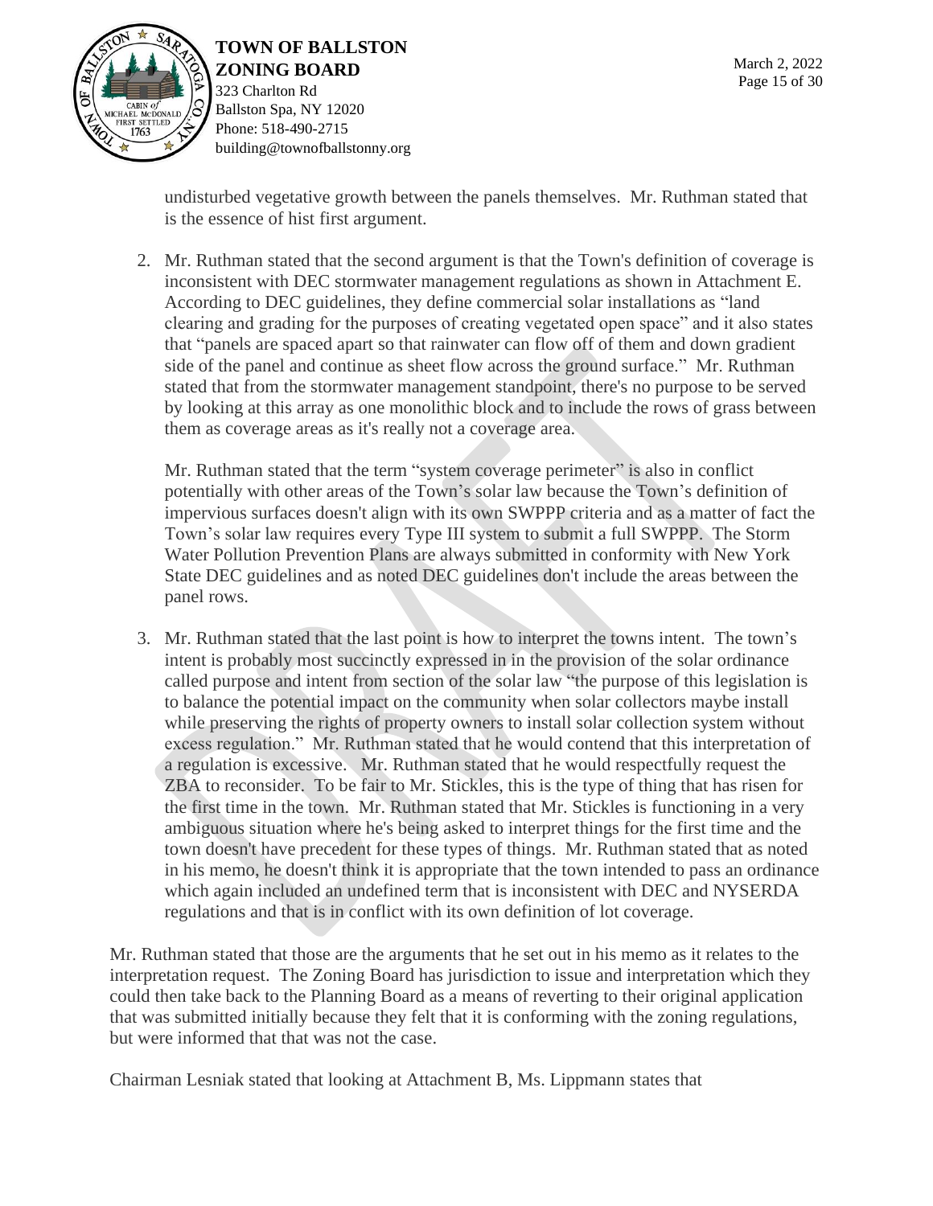undisturbed vegetative growth between the panels themselves. Mr. Ruthman stated that is the essence of hist first argument.

2. Mr. Ruthman stated that the second argument is that the Town's definition of coverage is inconsistent with DEC stormwater management regulations as shown in Attachment E. According to DEC guidelines, they define commercial solar installations as "land clearing and grading for the purposes of creating vegetated open space" and it also states that "panels are spaced apart so that rainwater can flow off of them and down gradient side of the panel and continue as sheet flow across the ground surface." Mr. Ruthman stated that from the stormwater management standpoint, there's no purpose to be served by looking at this array as one monolithic block and to include the rows of grass between them as coverage areas as it's really not a coverage area.

   Mr. Ruthman stated that the term "system coverage perimeter" is also in conflict potentially with other areas of the Town's solar law because the Town's definition of impervious surfaces doesn't align with its own SWPPP criteria and as a matter of fact the Town's solar law requires every Type III system to submit a full SWPPP. The Storm Water Pollution Prevention Plans are always submitted in conformity with New York State DEC guidelines and as noted DEC guidelines don't include the areas between the panel rows.

3. Mr. Ruthman stated that the last point is how to interpret the towns intent. The town's intent is probably most succinctly expressed in in the provision of the solar ordinance called purpose and intent from section of the solar law "the purpose of this legislation is to balance the potential impact on the community when solar collectors maybe install while preserving the rights of property owners to install solar collection system without excess regulation." Mr. Ruthman stated that he would contend that this interpretation of a regulation is excessive. Mr. Ruthman stated that he would respectfully request the ZBA to reconsider. To be fair to Mr. Stickles, this is the type of thing that has risen for the first time in the town. Mr. Ruthman stated that Mr. Stickles is functioning in a very ambiguous situation where he's being asked to interpret things for the first time and the town doesn't have precedent for these types of things. Mr. Ruthman stated that as noted in his memo, he doesn't think it is appropriate that the town intended to pass an ordinance which again included an undefined term that is inconsistent with DEC and NYSERDA regulations and that is in conflict with its own definition of lot coverage.

Mr. Ruthman stated that those are the arguments that he set out in his memo as it relates to the interpretation request. The Zoning Board has jurisdiction to issue and interpretation which they could then take back to the Planning Board as a means of reverting to their original application that was submitted initially because they felt that it is conforming with the zoning regulations, but were informed that that was not the case.

Chairman Lesniak stated that looking at Attachment B, Ms. Lippmann states that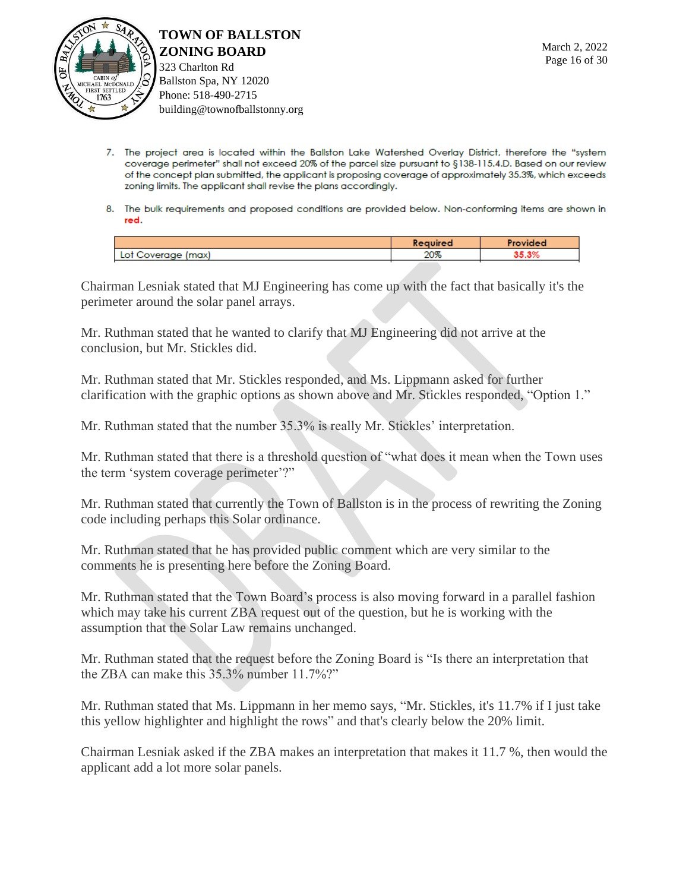7. The project area is located within the Ballston Lake Watershed Overlay District, therefore the "system coverage perimeter" shall not exceed 20% of the parcel size pursuant to §138-115.4.D. Based on our review of the concept plan submitted, the applicant is proposing coverage of approximately 35.3%, which exceeds zoning limits. The applicant shall revise the plans accordingly.

8. The bulk requirements and proposed conditions are provided below. Non-conforming items are shown in **red**.

| | Required | Provided |
|---|---|---|
| Lot Coverage (max) | 20% | **35.3%** |

Chairman Lesniak stated that MJ Engineering has come up with the fact that basically it's the perimeter around the solar panel arrays.

Mr. Ruthman stated that he wanted to clarify that MJ Engineering did not arrive at the conclusion, but Mr. Stickles did.

Mr. Ruthman stated that Mr. Stickles responded, and Ms. Lippmann asked for further clarification with the graphic options as shown above and Mr. Stickles responded, "Option 1."

Mr. Ruthman stated that the number 35.3% is really Mr. Stickles' interpretation.

Mr. Ruthman stated that there is a threshold question of "what does it mean when the Town uses the term 'system coverage perimeter'?"

Mr. Ruthman stated that currently the Town of Ballston is in the process of rewriting the Zoning code including perhaps this Solar ordinance.

Mr. Ruthman stated that he has provided public comment which are very similar to the comments he is presenting here before the Zoning Board.

Mr. Ruthman stated that the Town Board's process is also moving forward in a parallel fashion which may take his current ZBA request out of the question, but he is working with the assumption that the Solar Law remains unchanged.

Mr. Ruthman stated that the request before the Zoning Board is "Is there an interpretation that the ZBA can make this 35.3% number 11.7%?"

Mr. Ruthman stated that Ms. Lippmann in her memo says, "Mr. Stickles, it's 11.7% if I just take this yellow highlighter and highlight the rows" and that's clearly below the 20% limit.

Chairman Lesniak asked if the ZBA makes an interpretation that makes it 11.7 %, then would the applicant add a lot more solar panels.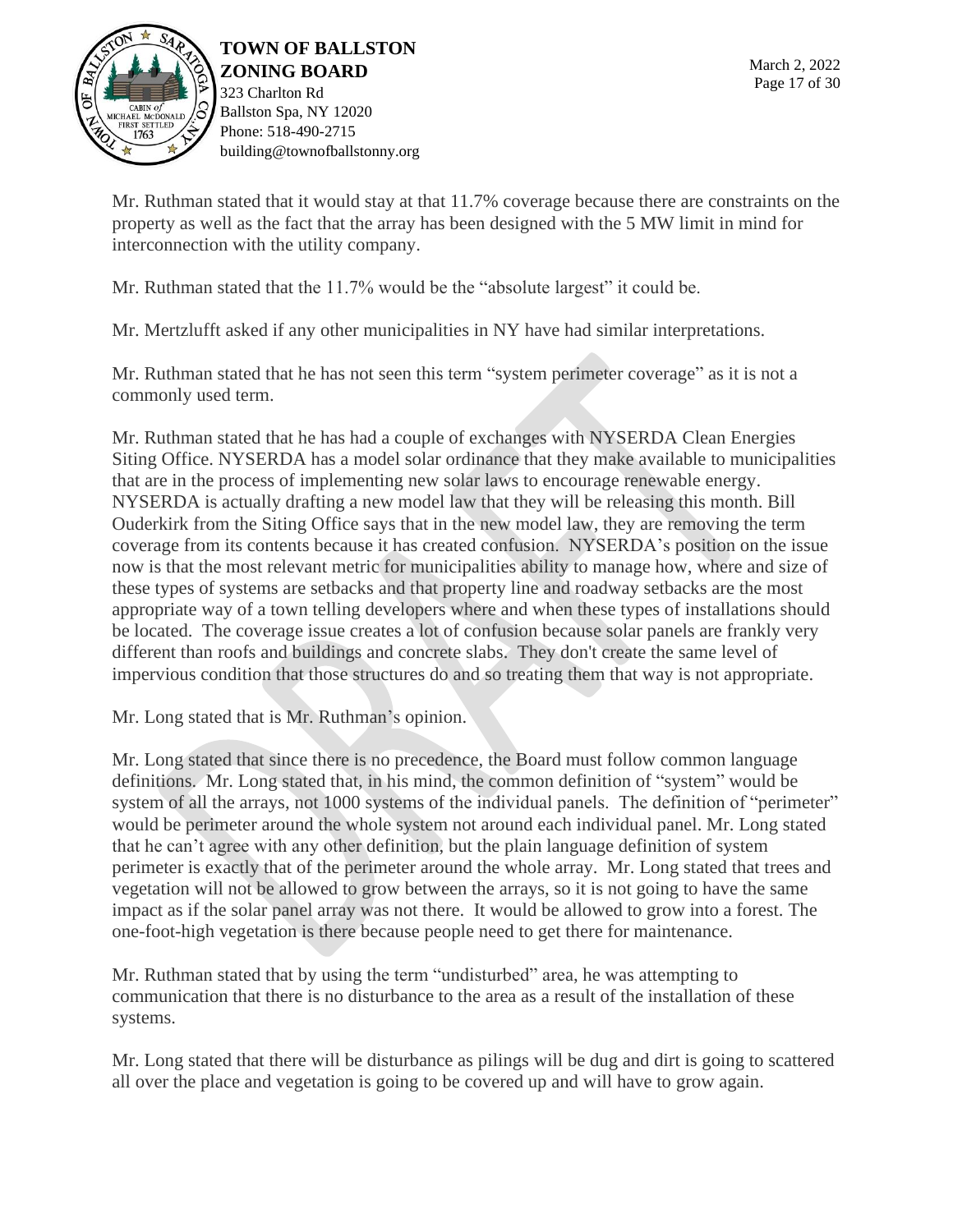Mr. Ruthman stated that it would stay at that 11.7% coverage because there are constraints on the property as well as the fact that the array has been designed with the 5 MW limit in mind for interconnection with the utility company.

Mr. Ruthman stated that the 11.7% would be the "absolute largest" it could be.

Mr. Mertzlufft asked if any other municipalities in NY have had similar interpretations.

Mr. Ruthman stated that he has not seen this term "system perimeter coverage" as it is not a commonly used term.

Mr. Ruthman stated that he has had a couple of exchanges with NYSERDA Clean Energies Siting Office. NYSERDA has a model solar ordinance that they make available to municipalities that are in the process of implementing new solar laws to encourage renewable energy. NYSERDA is actually drafting a new model law that they will be releasing this month. Bill Ouderkirk from the Siting Office says that in the new model law, they are removing the term coverage from its contents because it has created confusion. NYSERDA's position on the issue now is that the most relevant metric for municipalities ability to manage how, where and size of these types of systems are setbacks and that property line and roadway setbacks are the most appropriate way of a town telling developers where and when these types of installations should be located. The coverage issue creates a lot of confusion because solar panels are frankly very different than roofs and buildings and concrete slabs. They don't create the same level of impervious condition that those structures do and so treating them that way is not appropriate.

Mr. Long stated that is Mr. Ruthman's opinion.

Mr. Long stated that since there is no precedence, the Board must follow common language definitions. Mr. Long stated that, in his mind, the common definition of "system" would be system of all the arrays, not 1000 systems of the individual panels. The definition of "perimeter" would be perimeter around the whole system not around each individual panel. Mr. Long stated that he can't agree with any other definition, but the plain language definition of system perimeter is exactly that of the perimeter around the whole array. Mr. Long stated that trees and vegetation will not be allowed to grow between the arrays, so it is not going to have the same impact as if the solar panel array was not there. It would be allowed to grow into a forest. The one-foot-high vegetation is there because people need to get there for maintenance.

Mr. Ruthman stated that by using the term "undisturbed" area, he was attempting to communication that there is no disturbance to the area as a result of the installation of these systems.

Mr. Long stated that there will be disturbance as pilings will be dug and dirt is going to scattered all over the place and vegetation is going to be covered up and will have to grow again.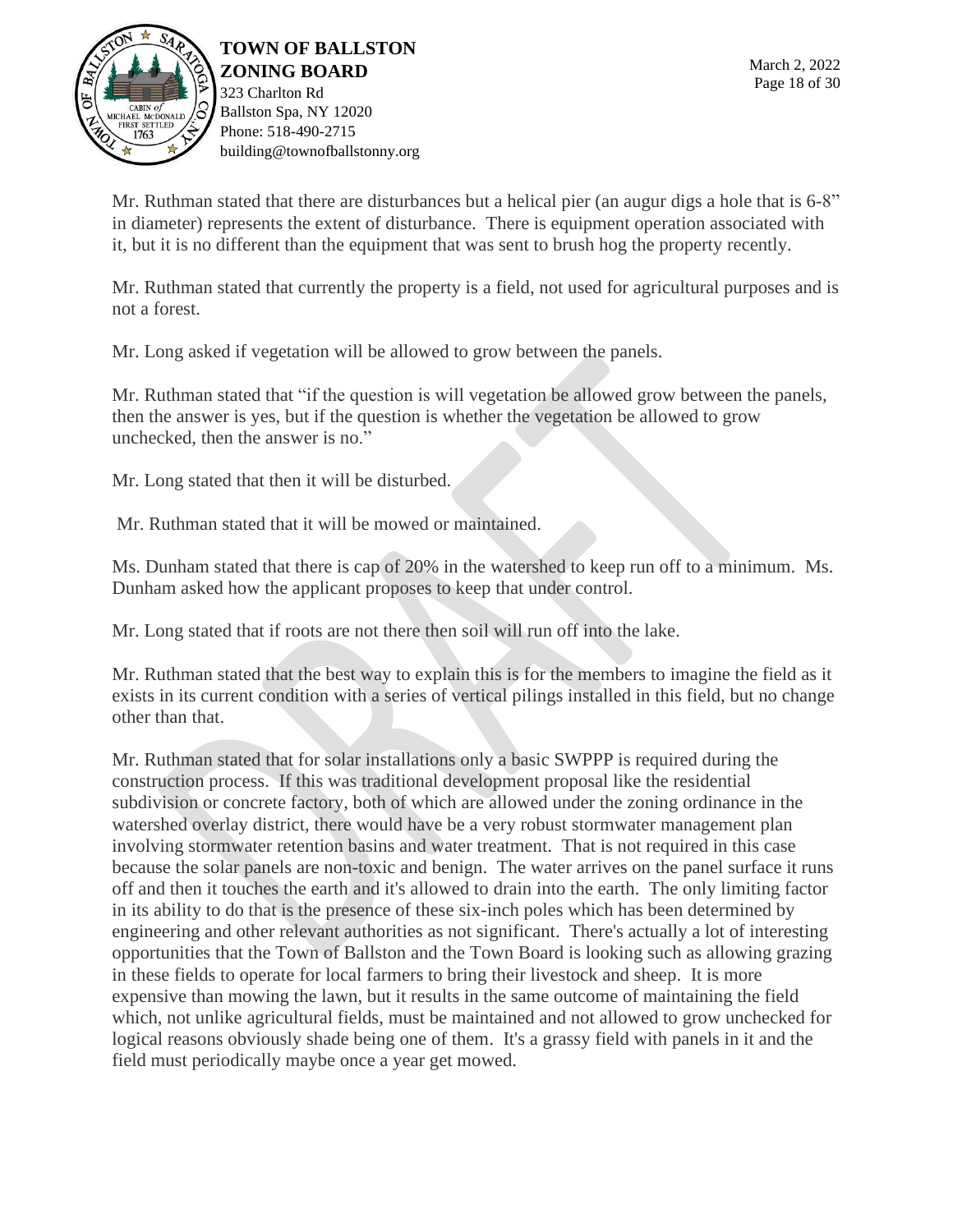Mr. Ruthman stated that there are disturbances but a helical pier (an augur digs a hole that is 6-8" in diameter) represents the extent of disturbance. There is equipment operation associated with it, but it is no different than the equipment that was sent to brush hog the property recently.

Mr. Ruthman stated that currently the property is a field, not used for agricultural purposes and is not a forest.

Mr. Long asked if vegetation will be allowed to grow between the panels.

Mr. Ruthman stated that "if the question is will vegetation be allowed grow between the panels, then the answer is yes, but if the question is whether the vegetation be allowed to grow unchecked, then the answer is no."

Mr. Long stated that then it will be disturbed.

Mr. Ruthman stated that it will be mowed or maintained.

Ms. Dunham stated that there is cap of 20% in the watershed to keep run off to a minimum. Ms. Dunham asked how the applicant proposes to keep that under control.

Mr. Long stated that if roots are not there then soil will run off into the lake.

Mr. Ruthman stated that the best way to explain this is for the members to imagine the field as it exists in its current condition with a series of vertical pilings installed in this field, but no change other than that.

Mr. Ruthman stated that for solar installations only a basic SWPPP is required during the construction process. If this was traditional development proposal like the residential subdivision or concrete factory, both of which are allowed under the zoning ordinance in the watershed overlay district, there would have be a very robust stormwater management plan involving stormwater retention basins and water treatment. That is not required in this case because the solar panels are non-toxic and benign. The water arrives on the panel surface it runs off and then it touches the earth and it's allowed to drain into the earth. The only limiting factor in its ability to do that is the presence of these six-inch poles which has been determined by engineering and other relevant authorities as not significant. There's actually a lot of interesting opportunities that the Town of Ballston and the Town Board is looking such as allowing grazing in these fields to operate for local farmers to bring their livestock and sheep. It is more expensive than mowing the lawn, but it results in the same outcome of maintaining the field which, not unlike agricultural fields, must be maintained and not allowed to grow unchecked for logical reasons obviously shade being one of them. It's a grassy field with panels in it and the field must periodically maybe once a year get mowed.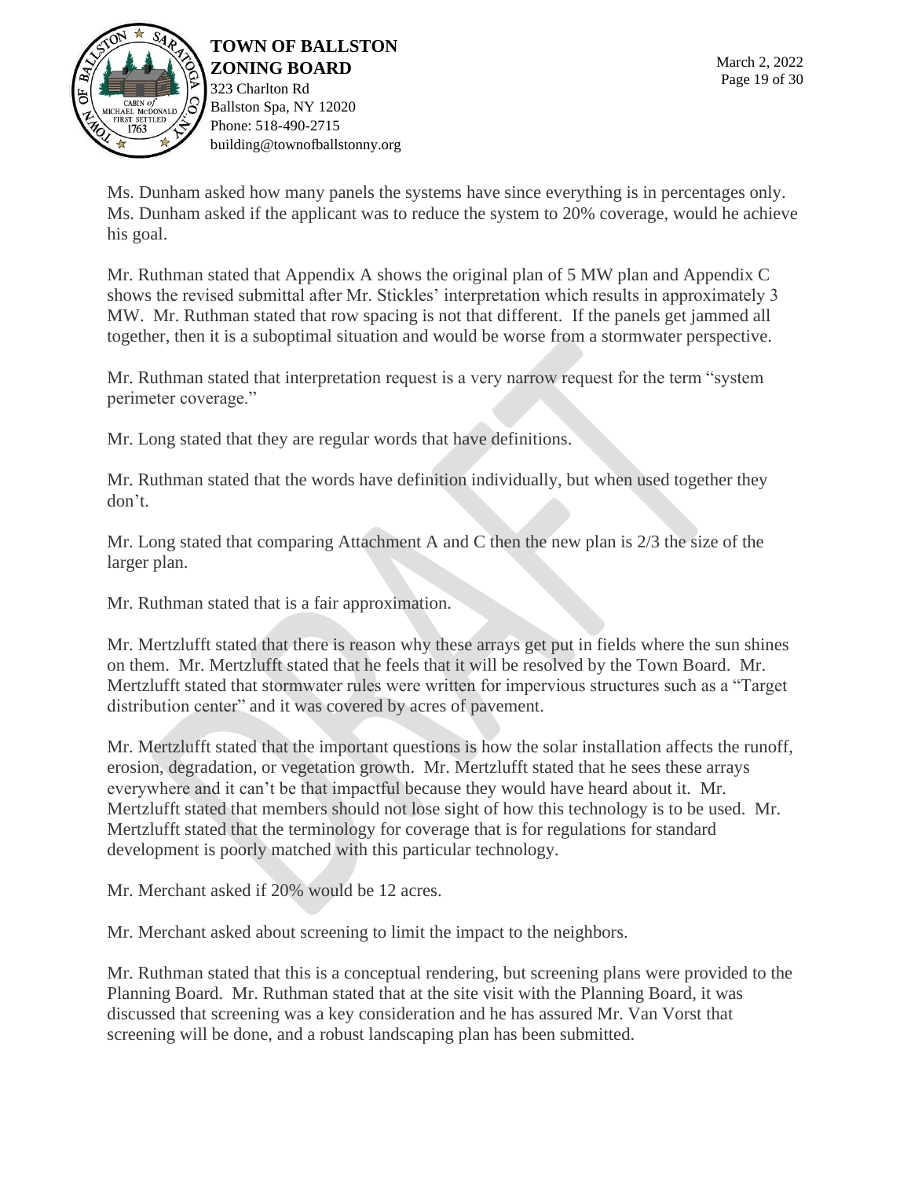Ms. Dunham asked how many panels the systems have since everything is in percentages only. Ms. Dunham asked if the applicant was to reduce the system to 20% coverage, would he achieve his goal.

Mr. Ruthman stated that Appendix A shows the original plan of 5 MW plan and Appendix C shows the revised submittal after Mr. Stickles' interpretation which results in approximately 3 MW. Mr. Ruthman stated that row spacing is not that different. If the panels get jammed all together, then it is a suboptimal situation and would be worse from a stormwater perspective.

Mr. Ruthman stated that interpretation request is a very narrow request for the term "system perimeter coverage."

Mr. Long stated that they are regular words that have definitions.

Mr. Ruthman stated that the words have definition individually, but when used together they don't.

Mr. Long stated that comparing Attachment A and C then the new plan is 2/3 the size of the larger plan.

Mr. Ruthman stated that is a fair approximation.

Mr. Mertzlufft stated that there is reason why these arrays get put in fields where the sun shines on them. Mr. Mertzlufft stated that he feels that it will be resolved by the Town Board. Mr. Mertzlufft stated that stormwater rules were written for impervious structures such as a "Target distribution center" and it was covered by acres of pavement.

Mr. Mertzlufft stated that the important questions is how the solar installation affects the runoff, erosion, degradation, or vegetation growth. Mr. Mertzlufft stated that he sees these arrays everywhere and it can't be that impactful because they would have heard about it. Mr. Mertzlufft stated that members should not lose sight of how this technology is to be used. Mr. Mertzlufft stated that the terminology for coverage that is for regulations for standard development is poorly matched with this particular technology.

Mr. Merchant asked if 20% would be 12 acres.

Mr. Merchant asked about screening to limit the impact to the neighbors.

Mr. Ruthman stated that this is a conceptual rendering, but screening plans were provided to the Planning Board. Mr. Ruthman stated that at the site visit with the Planning Board, it was discussed that screening was a key consideration and he has assured Mr. Van Vorst that screening will be done, and a robust landscaping plan has been submitted.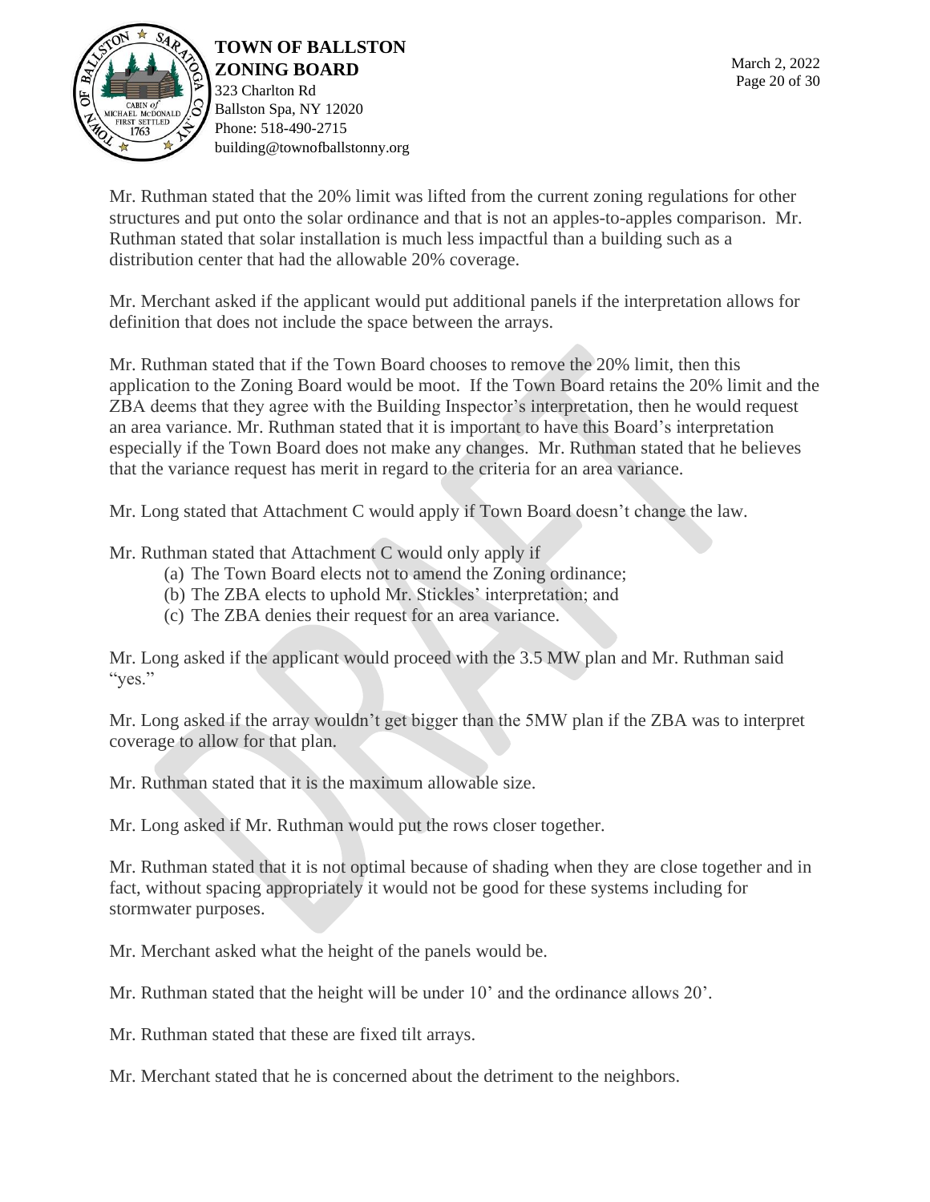Mr. Ruthman stated that the 20% limit was lifted from the current zoning regulations for other structures and put onto the solar ordinance and that is not an apples-to-apples comparison. Mr. Ruthman stated that solar installation is much less impactful than a building such as a distribution center that had the allowable 20% coverage.

Mr. Merchant asked if the applicant would put additional panels if the interpretation allows for definition that does not include the space between the arrays.

Mr. Ruthman stated that if the Town Board chooses to remove the 20% limit, then this application to the Zoning Board would be moot. If the Town Board retains the 20% limit and the ZBA deems that they agree with the Building Inspector's interpretation, then he would request an area variance. Mr. Ruthman stated that it is important to have this Board's interpretation especially if the Town Board does not make any changes. Mr. Ruthman stated that he believes that the variance request has merit in regard to the criteria for an area variance.

Mr. Long stated that Attachment C would apply if Town Board doesn't change the law.

Mr. Ruthman stated that Attachment C would only apply if

(a) The Town Board elects not to amend the Zoning ordinance;
(b) The ZBA elects to uphold Mr. Stickles' interpretation; and
(c) The ZBA denies their request for an area variance.

Mr. Long asked if the applicant would proceed with the 3.5 MW plan and Mr. Ruthman said "yes."

Mr. Long asked if the array wouldn't get bigger than the 5MW plan if the ZBA was to interpret coverage to allow for that plan.

Mr. Ruthman stated that it is the maximum allowable size.

Mr. Long asked if Mr. Ruthman would put the rows closer together.

Mr. Ruthman stated that it is not optimal because of shading when they are close together and in fact, without spacing appropriately it would not be good for these systems including for stormwater purposes.

Mr. Merchant asked what the height of the panels would be.

Mr. Ruthman stated that the height will be under 10' and the ordinance allows 20'.

Mr. Ruthman stated that these are fixed tilt arrays.

Mr. Merchant stated that he is concerned about the detriment to the neighbors.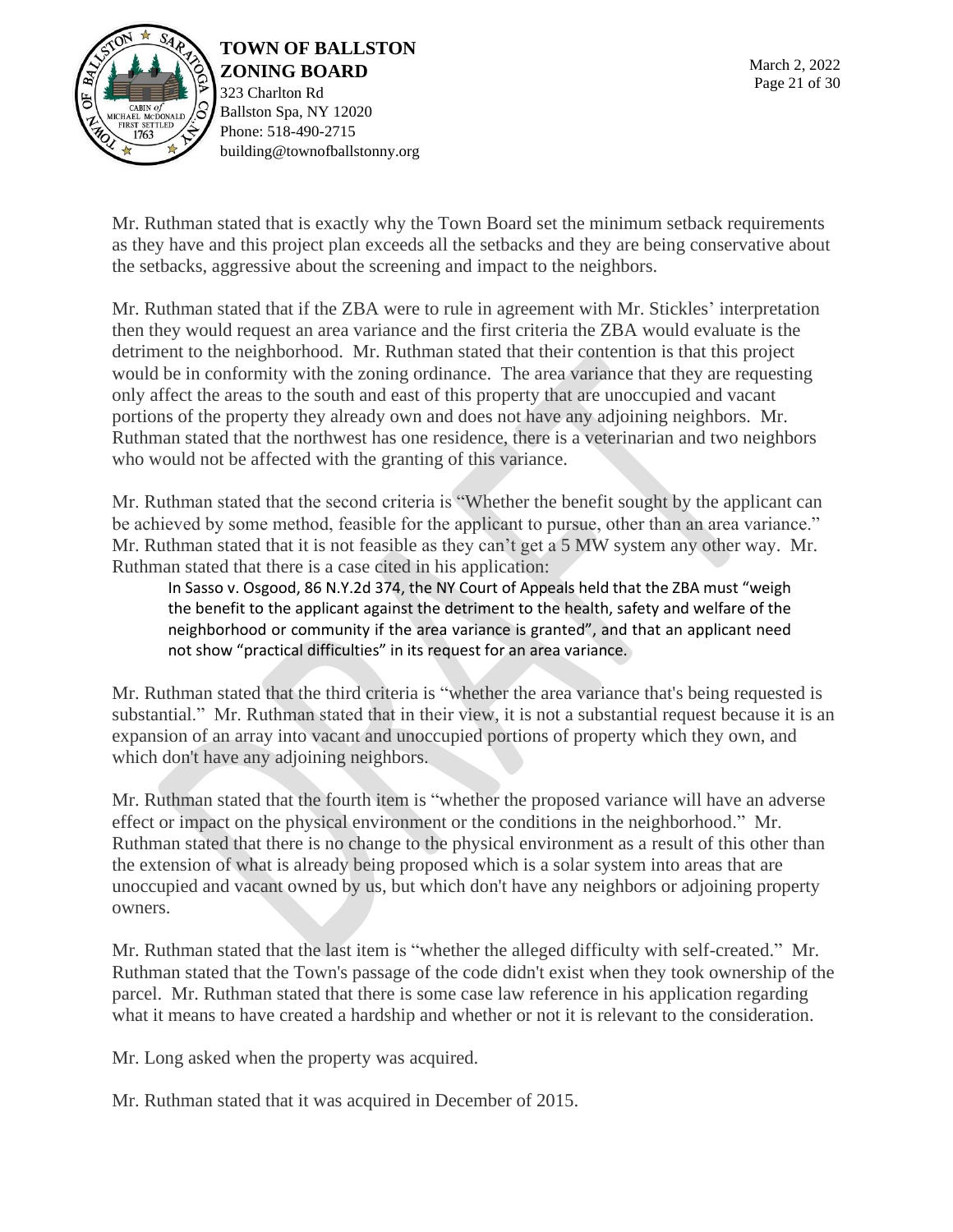Mr. Ruthman stated that is exactly why the Town Board set the minimum setback requirements as they have and this project plan exceeds all the setbacks and they are being conservative about the setbacks, aggressive about the screening and impact to the neighbors.

Mr. Ruthman stated that if the ZBA were to rule in agreement with Mr. Stickles' interpretation then they would request an area variance and the first criteria the ZBA would evaluate is the detriment to the neighborhood. Mr. Ruthman stated that their contention is that this project would be in conformity with the zoning ordinance. The area variance that they are requesting only affect the areas to the south and east of this property that are unoccupied and vacant portions of the property they already own and does not have any adjoining neighbors. Mr. Ruthman stated that the northwest has one residence, there is a veterinarian and two neighbors who would not be affected with the granting of this variance.

Mr. Ruthman stated that the second criteria is "Whether the benefit sought by the applicant can be achieved by some method, feasible for the applicant to pursue, other than an area variance." Mr. Ruthman stated that it is not feasible as they can't get a 5 MW system any other way. Mr. Ruthman stated that there is a case cited in his application:

> In Sasso v. Osgood, 86 N.Y.2d 374, the NY Court of Appeals held that the ZBA must "weigh the benefit to the applicant against the detriment to the health, safety and welfare of the neighborhood or community if the area variance is granted", and that an applicant need not show "practical difficulties" in its request for an area variance.

Mr. Ruthman stated that the third criteria is "whether the area variance that's being requested is substantial." Mr. Ruthman stated that in their view, it is not a substantial request because it is an expansion of an array into vacant and unoccupied portions of property which they own, and which don't have any adjoining neighbors.

Mr. Ruthman stated that the fourth item is "whether the proposed variance will have an adverse effect or impact on the physical environment or the conditions in the neighborhood." Mr. Ruthman stated that there is no change to the physical environment as a result of this other than the extension of what is already being proposed which is a solar system into areas that are unoccupied and vacant owned by us, but which don't have any neighbors or adjoining property owners.

Mr. Ruthman stated that the last item is "whether the alleged difficulty with self-created." Mr. Ruthman stated that the Town's passage of the code didn't exist when they took ownership of the parcel. Mr. Ruthman stated that there is some case law reference in his application regarding what it means to have created a hardship and whether or not it is relevant to the consideration.

Mr. Long asked when the property was acquired.

Mr. Ruthman stated that it was acquired in December of 2015.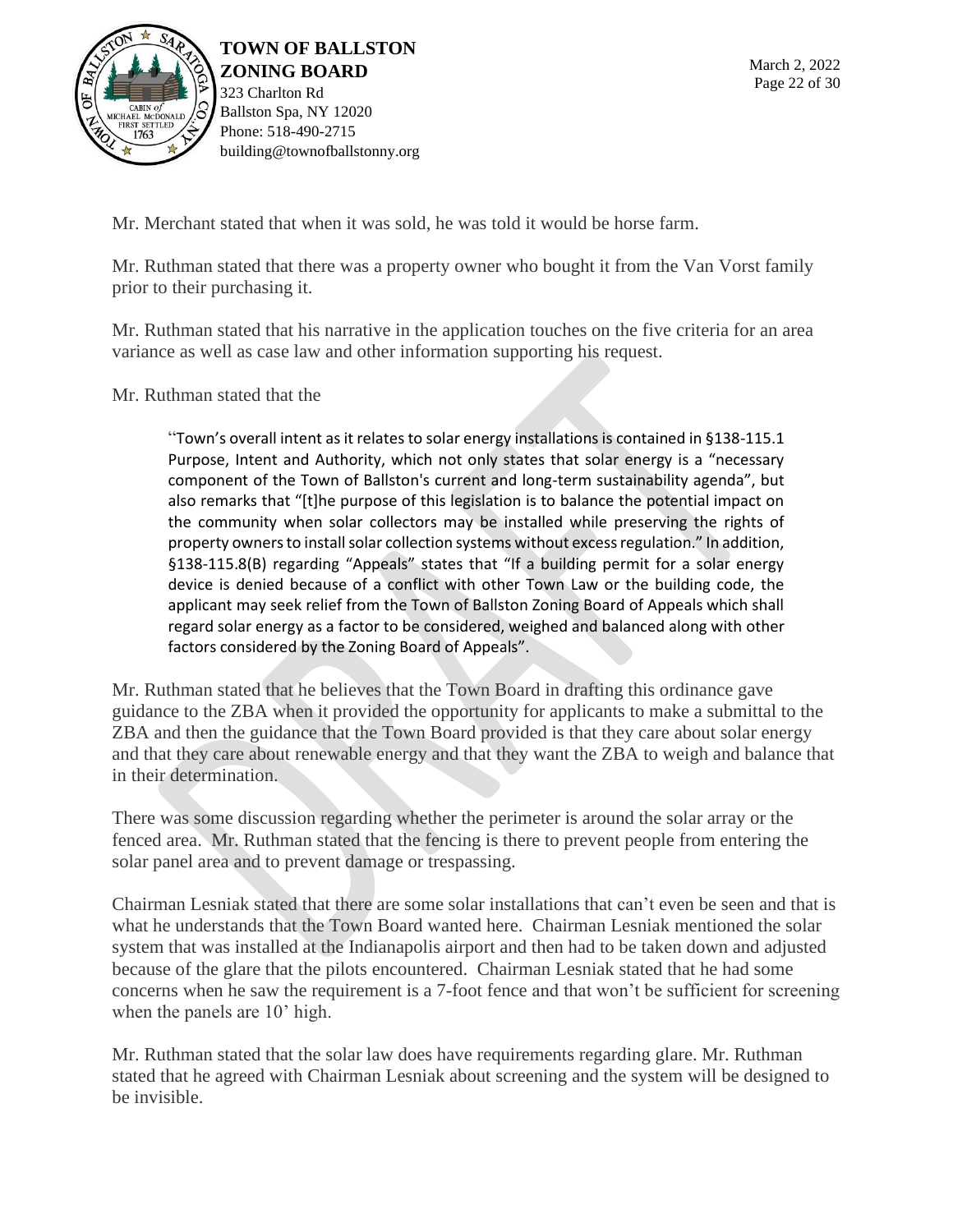Mr. Merchant stated that when it was sold, he was told it would be horse farm.

Mr. Ruthman stated that there was a property owner who bought it from the Van Vorst family prior to their purchasing it.

Mr. Ruthman stated that his narrative in the application touches on the five criteria for an area variance as well as case law and other information supporting his request.

Mr. Ruthman stated that the

> "Town's overall intent as it relates to solar energy installations is contained in §138-115.1 Purpose, Intent and Authority, which not only states that solar energy is a "necessary component of the Town of Ballston's current and long-term sustainability agenda", but also remarks that "[t]he purpose of this legislation is to balance the potential impact on the community when solar collectors may be installed while preserving the rights of property owners to install solar collection systems without excess regulation." In addition, §138-115.8(B) regarding "Appeals" states that "If a building permit for a solar energy device is denied because of a conflict with other Town Law or the building code, the applicant may seek relief from the Town of Ballston Zoning Board of Appeals which shall regard solar energy as a factor to be considered, weighed and balanced along with other factors considered by the Zoning Board of Appeals".

Mr. Ruthman stated that he believes that the Town Board in drafting this ordinance gave guidance to the ZBA when it provided the opportunity for applicants to make a submittal to the ZBA and then the guidance that the Town Board provided is that they care about solar energy and that they care about renewable energy and that they want the ZBA to weigh and balance that in their determination.

There was some discussion regarding whether the perimeter is around the solar array or the fenced area. Mr. Ruthman stated that the fencing is there to prevent people from entering the solar panel area and to prevent damage or trespassing.

Chairman Lesniak stated that there are some solar installations that can't even be seen and that is what he understands that the Town Board wanted here. Chairman Lesniak mentioned the solar system that was installed at the Indianapolis airport and then had to be taken down and adjusted because of the glare that the pilots encountered. Chairman Lesniak stated that he had some concerns when he saw the requirement is a 7-foot fence and that won't be sufficient for screening when the panels are 10' high.

Mr. Ruthman stated that the solar law does have requirements regarding glare. Mr. Ruthman stated that he agreed with Chairman Lesniak about screening and the system will be designed to be invisible.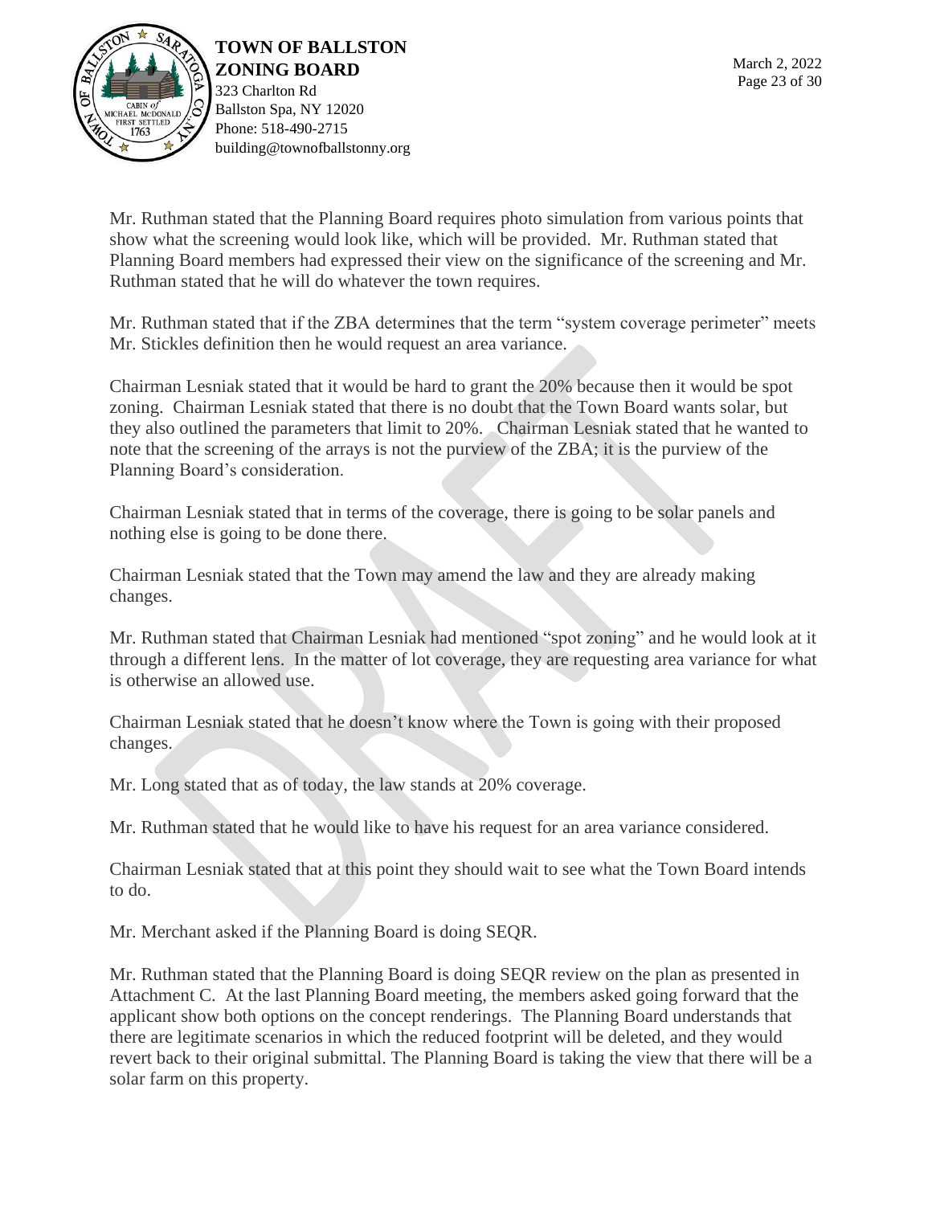Mr. Ruthman stated that the Planning Board requires photo simulation from various points that show what the screening would look like, which will be provided. Mr. Ruthman stated that Planning Board members had expressed their view on the significance of the screening and Mr. Ruthman stated that he will do whatever the town requires.

Mr. Ruthman stated that if the ZBA determines that the term "system coverage perimeter" meets Mr. Stickles definition then he would request an area variance.

Chairman Lesniak stated that it would be hard to grant the 20% because then it would be spot zoning. Chairman Lesniak stated that there is no doubt that the Town Board wants solar, but they also outlined the parameters that limit to 20%. Chairman Lesniak stated that he wanted to note that the screening of the arrays is not the purview of the ZBA; it is the purview of the Planning Board's consideration.

Chairman Lesniak stated that in terms of the coverage, there is going to be solar panels and nothing else is going to be done there.

Chairman Lesniak stated that the Town may amend the law and they are already making changes.

Mr. Ruthman stated that Chairman Lesniak had mentioned "spot zoning" and he would look at it through a different lens. In the matter of lot coverage, they are requesting area variance for what is otherwise an allowed use.

Chairman Lesniak stated that he doesn't know where the Town is going with their proposed changes.

Mr. Long stated that as of today, the law stands at 20% coverage.

Mr. Ruthman stated that he would like to have his request for an area variance considered.

Chairman Lesniak stated that at this point they should wait to see what the Town Board intends to do.

Mr. Merchant asked if the Planning Board is doing SEQR.

Mr. Ruthman stated that the Planning Board is doing SEQR review on the plan as presented in Attachment C. At the last Planning Board meeting, the members asked going forward that the applicant show both options on the concept renderings. The Planning Board understands that there are legitimate scenarios in which the reduced footprint will be deleted, and they would revert back to their original submittal. The Planning Board is taking the view that there will be a solar farm on this property.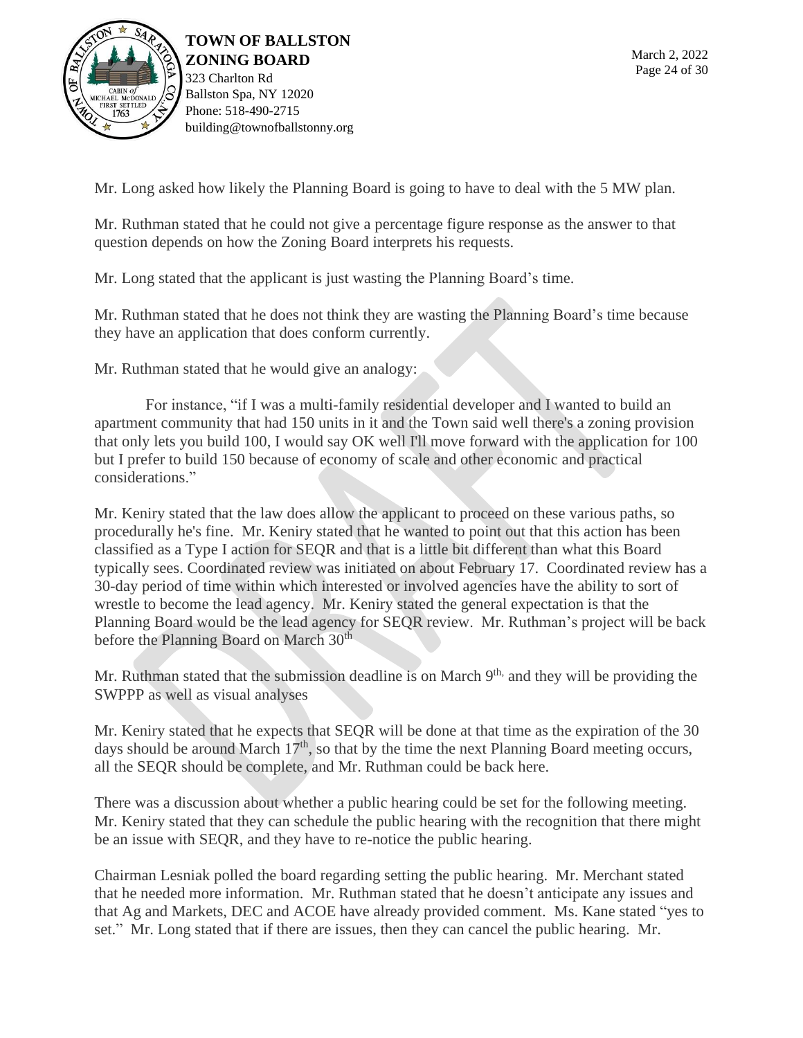Mr. Long asked how likely the Planning Board is going to have to deal with the 5 MW plan.

Mr. Ruthman stated that he could not give a percentage figure response as the answer to that question depends on how the Zoning Board interprets his requests.

Mr. Long stated that the applicant is just wasting the Planning Board's time.

Mr. Ruthman stated that he does not think they are wasting the Planning Board's time because they have an application that does conform currently.

Mr. Ruthman stated that he would give an analogy:

For instance, "if I was a multi-family residential developer and I wanted to build an apartment community that had 150 units in it and the Town said well there's a zoning provision that only lets you build 100, I would say OK well I'll move forward with the application for 100 but I prefer to build 150 because of economy of scale and other economic and practical considerations."

Mr. Keniry stated that the law does allow the applicant to proceed on these various paths, so procedurally he's fine. Mr. Keniry stated that he wanted to point out that this action has been classified as a Type I action for SEQR and that is a little bit different than what this Board typically sees. Coordinated review was initiated on about February 17. Coordinated review has a 30-day period of time within which interested or involved agencies have the ability to sort of wrestle to become the lead agency. Mr. Keniry stated the general expectation is that the Planning Board would be the lead agency for SEQR review. Mr. Ruthman's project will be back before the Planning Board on March 30th

Mr. Ruthman stated that the submission deadline is on March 9th, and they will be providing the SWPPP as well as visual analyses

Mr. Keniry stated that he expects that SEQR will be done at that time as the expiration of the 30 days should be around March 17th, so that by the time the next Planning Board meeting occurs, all the SEQR should be complete, and Mr. Ruthman could be back here.

There was a discussion about whether a public hearing could be set for the following meeting. Mr. Keniry stated that they can schedule the public hearing with the recognition that there might be an issue with SEQR, and they have to re-notice the public hearing.

Chairman Lesniak polled the board regarding setting the public hearing. Mr. Merchant stated that he needed more information. Mr. Ruthman stated that he doesn't anticipate any issues and that Ag and Markets, DEC and ACOE have already provided comment. Ms. Kane stated "yes to set." Mr. Long stated that if there are issues, then they can cancel the public hearing. Mr.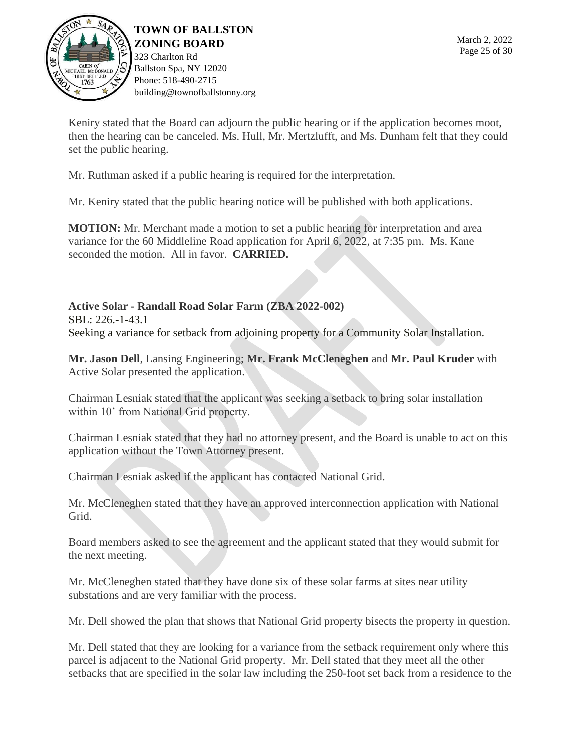Keniry stated that the Board can adjourn the public hearing or if the application becomes moot, then the hearing can be canceled. Ms. Hull, Mr. Mertzlufft, and Ms. Dunham felt that they could set the public hearing.

Mr. Ruthman asked if a public hearing is required for the interpretation.

Mr. Keniry stated that the public hearing notice will be published with both applications.

**MOTION:** Mr. Merchant made a motion to set a public hearing for interpretation and area variance for the 60 Middleline Road application for April 6, 2022, at 7:35 pm. Ms. Kane seconded the motion. All in favor. **CARRIED.**

**Active Solar - Randall Road Solar Farm (ZBA 2022-002)**
SBL: 226.-1-43.1
Seeking a variance for setback from adjoining property for a Community Solar Installation.

**Mr. Jason Dell**, Lansing Engineering; **Mr. Frank McCleneghen** and **Mr. Paul Kruder** with Active Solar presented the application.

Chairman Lesniak stated that the applicant was seeking a setback to bring solar installation within 10' from National Grid property.

Chairman Lesniak stated that they had no attorney present, and the Board is unable to act on this application without the Town Attorney present.

Chairman Lesniak asked if the applicant has contacted National Grid.

Mr. McCleneghen stated that they have an approved interconnection application with National Grid.

Board members asked to see the agreement and the applicant stated that they would submit for the next meeting.

Mr. McCleneghen stated that they have done six of these solar farms at sites near utility substations and are very familiar with the process.

Mr. Dell showed the plan that shows that National Grid property bisects the property in question.

Mr. Dell stated that they are looking for a variance from the setback requirement only where this parcel is adjacent to the National Grid property. Mr. Dell stated that they meet all the other setbacks that are specified in the solar law including the 250-foot set back from a residence to the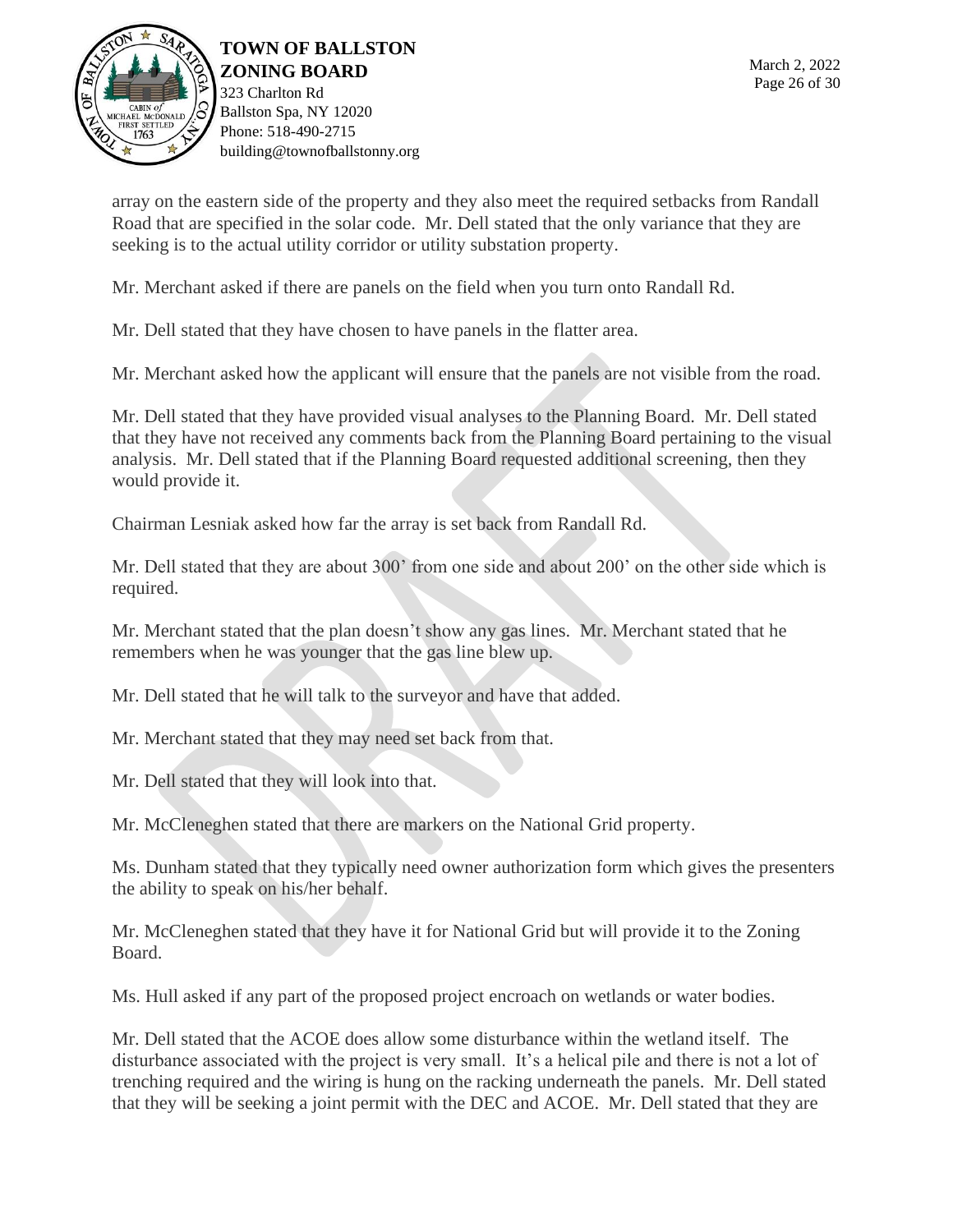array on the eastern side of the property and they also meet the required setbacks from Randall Road that are specified in the solar code. Mr. Dell stated that the only variance that they are seeking is to the actual utility corridor or utility substation property.

Mr. Merchant asked if there are panels on the field when you turn onto Randall Rd.

Mr. Dell stated that they have chosen to have panels in the flatter area.

Mr. Merchant asked how the applicant will ensure that the panels are not visible from the road.

Mr. Dell stated that they have provided visual analyses to the Planning Board. Mr. Dell stated that they have not received any comments back from the Planning Board pertaining to the visual analysis. Mr. Dell stated that if the Planning Board requested additional screening, then they would provide it.

Chairman Lesniak asked how far the array is set back from Randall Rd.

Mr. Dell stated that they are about 300' from one side and about 200' on the other side which is required.

Mr. Merchant stated that the plan doesn't show any gas lines. Mr. Merchant stated that he remembers when he was younger that the gas line blew up.

Mr. Dell stated that he will talk to the surveyor and have that added.

Mr. Merchant stated that they may need set back from that.

Mr. Dell stated that they will look into that.

Mr. McCleneghen stated that there are markers on the National Grid property.

Ms. Dunham stated that they typically need owner authorization form which gives the presenters the ability to speak on his/her behalf.

Mr. McCleneghen stated that they have it for National Grid but will provide it to the Zoning Board.

Ms. Hull asked if any part of the proposed project encroach on wetlands or water bodies.

Mr. Dell stated that the ACOE does allow some disturbance within the wetland itself. The disturbance associated with the project is very small. It's a helical pile and there is not a lot of trenching required and the wiring is hung on the racking underneath the panels. Mr. Dell stated that they will be seeking a joint permit with the DEC and ACOE. Mr. Dell stated that they are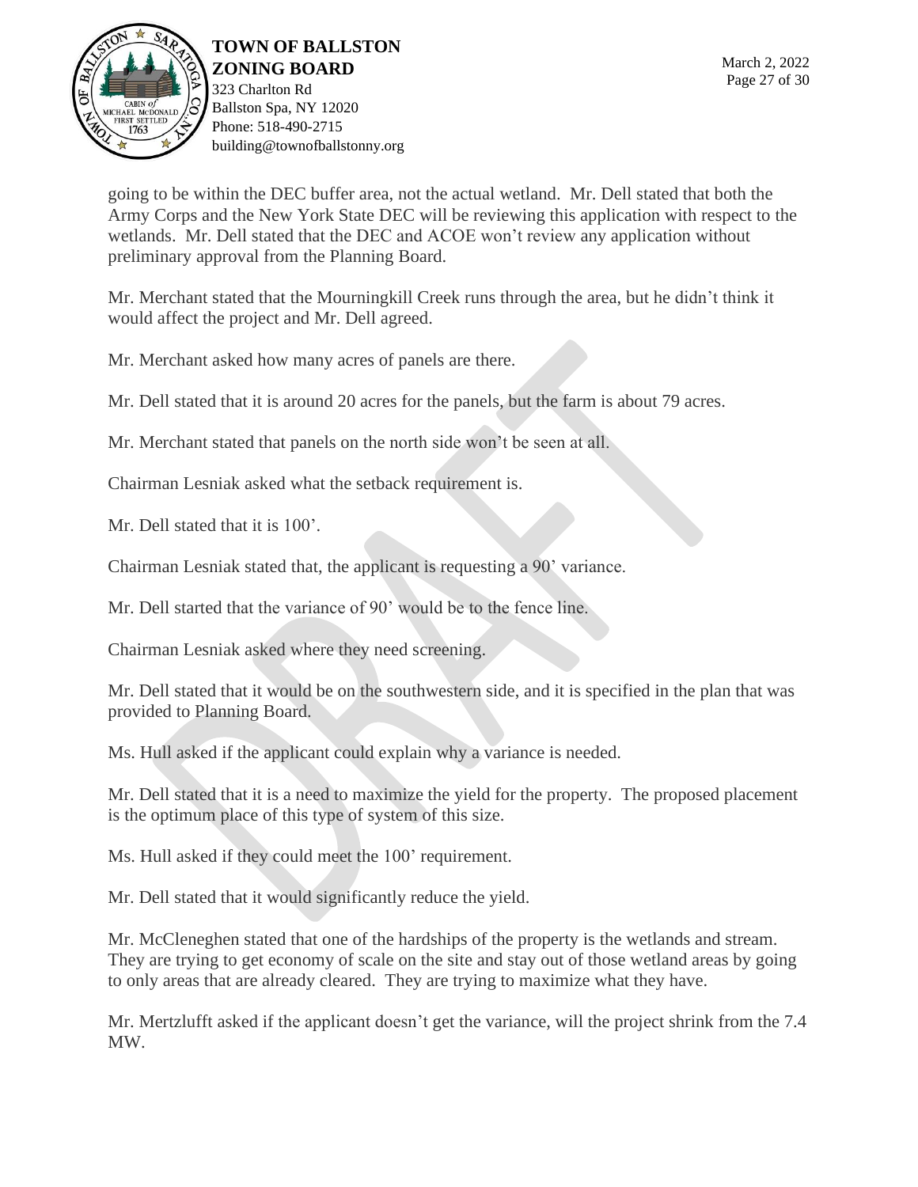going to be within the DEC buffer area, not the actual wetland. Mr. Dell stated that both the Army Corps and the New York State DEC will be reviewing this application with respect to the wetlands. Mr. Dell stated that the DEC and ACOE won't review any application without preliminary approval from the Planning Board.

Mr. Merchant stated that the Mourningkill Creek runs through the area, but he didn't think it would affect the project and Mr. Dell agreed.

Mr. Merchant asked how many acres of panels are there.

Mr. Dell stated that it is around 20 acres for the panels, but the farm is about 79 acres.

Mr. Merchant stated that panels on the north side won't be seen at all.

Chairman Lesniak asked what the setback requirement is.

Mr. Dell stated that it is 100'.

Chairman Lesniak stated that, the applicant is requesting a 90' variance.

Mr. Dell started that the variance of 90' would be to the fence line.

Chairman Lesniak asked where they need screening.

Mr. Dell stated that it would be on the southwestern side, and it is specified in the plan that was provided to Planning Board.

Ms. Hull asked if the applicant could explain why a variance is needed.

Mr. Dell stated that it is a need to maximize the yield for the property. The proposed placement is the optimum place of this type of system of this size.

Ms. Hull asked if they could meet the 100' requirement.

Mr. Dell stated that it would significantly reduce the yield.

Mr. McCleneghen stated that one of the hardships of the property is the wetlands and stream. They are trying to get economy of scale on the site and stay out of those wetland areas by going to only areas that are already cleared. They are trying to maximize what they have.

Mr. Mertzlufft asked if the applicant doesn't get the variance, will the project shrink from the 7.4 MW.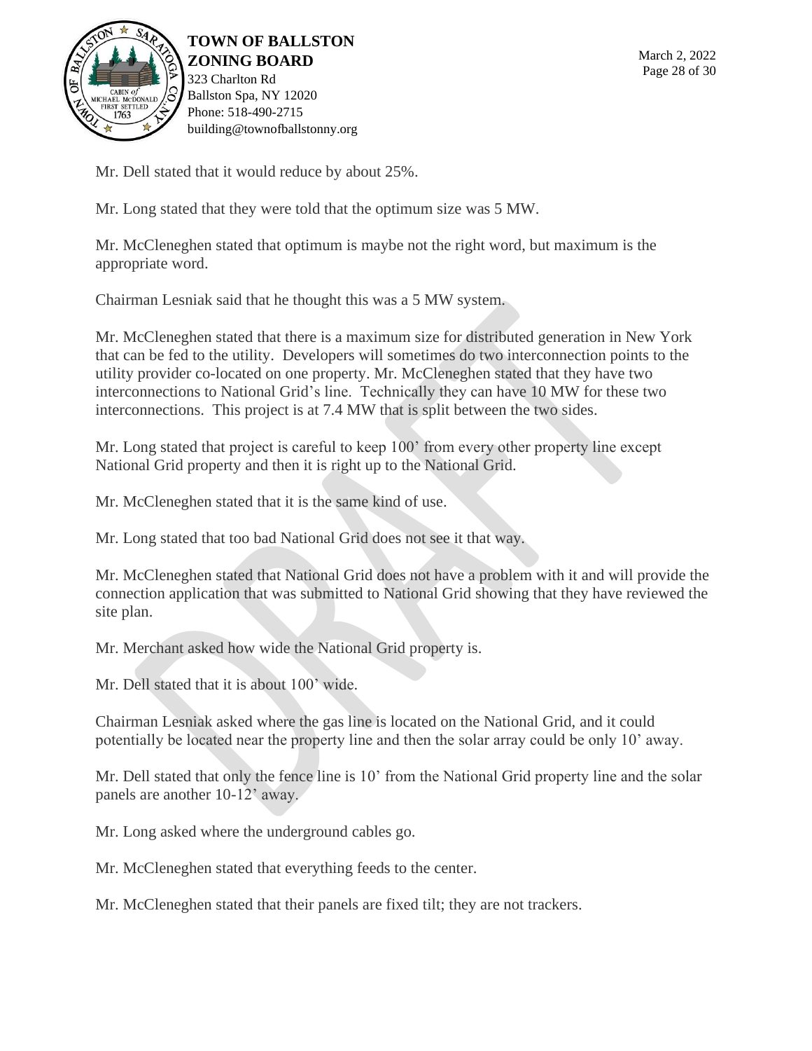Mr. Dell stated that it would reduce by about 25%.

Mr. Long stated that they were told that the optimum size was 5 MW.

Mr. McCleneghen stated that optimum is maybe not the right word, but maximum is the appropriate word.

Chairman Lesniak said that he thought this was a 5 MW system.

Mr. McCleneghen stated that there is a maximum size for distributed generation in New York that can be fed to the utility. Developers will sometimes do two interconnection points to the utility provider co-located on one property. Mr. McCleneghen stated that they have two interconnections to National Grid's line. Technically they can have 10 MW for these two interconnections. This project is at 7.4 MW that is split between the two sides.

Mr. Long stated that project is careful to keep 100' from every other property line except National Grid property and then it is right up to the National Grid.

Mr. McCleneghen stated that it is the same kind of use.

Mr. Long stated that too bad National Grid does not see it that way.

Mr. McCleneghen stated that National Grid does not have a problem with it and will provide the connection application that was submitted to National Grid showing that they have reviewed the site plan.

Mr. Merchant asked how wide the National Grid property is.

Mr. Dell stated that it is about 100' wide.

Chairman Lesniak asked where the gas line is located on the National Grid, and it could potentially be located near the property line and then the solar array could be only 10' away.

Mr. Dell stated that only the fence line is 10' from the National Grid property line and the solar panels are another 10-12' away.

Mr. Long asked where the underground cables go.

Mr. McCleneghen stated that everything feeds to the center.

Mr. McCleneghen stated that their panels are fixed tilt; they are not trackers.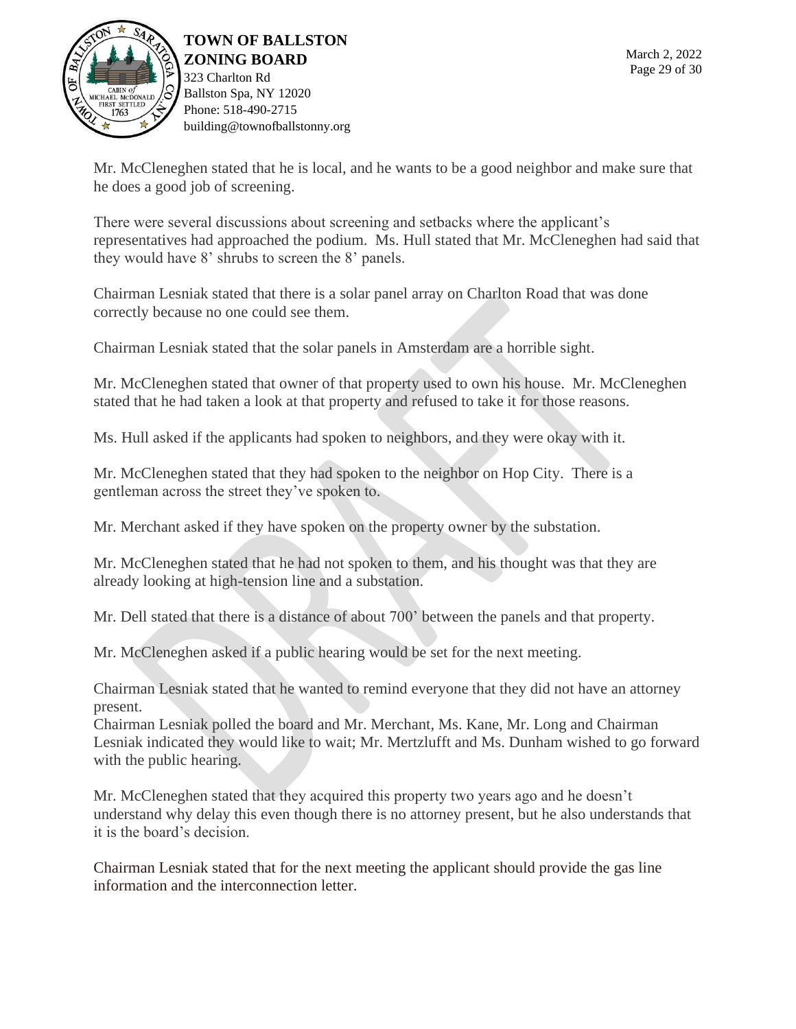Mr. McCleneghen stated that he is local, and he wants to be a good neighbor and make sure that he does a good job of screening.

There were several discussions about screening and setbacks where the applicant's representatives had approached the podium. Ms. Hull stated that Mr. McCleneghen had said that they would have 8' shrubs to screen the 8' panels.

Chairman Lesniak stated that there is a solar panel array on Charlton Road that was done correctly because no one could see them.

Chairman Lesniak stated that the solar panels in Amsterdam are a horrible sight.

Mr. McCleneghen stated that owner of that property used to own his house. Mr. McCleneghen stated that he had taken a look at that property and refused to take it for those reasons.

Ms. Hull asked if the applicants had spoken to neighbors, and they were okay with it.

Mr. McCleneghen stated that they had spoken to the neighbor on Hop City. There is a gentleman across the street they've spoken to.

Mr. Merchant asked if they have spoken on the property owner by the substation.

Mr. McCleneghen stated that he had not spoken to them, and his thought was that they are already looking at high-tension line and a substation.

Mr. Dell stated that there is a distance of about 700' between the panels and that property.

Mr. McCleneghen asked if a public hearing would be set for the next meeting.

Chairman Lesniak stated that he wanted to remind everyone that they did not have an attorney present.
Chairman Lesniak polled the board and Mr. Merchant, Ms. Kane, Mr. Long and Chairman Lesniak indicated they would like to wait; Mr. Mertzlufft and Ms. Dunham wished to go forward with the public hearing.

Mr. McCleneghen stated that they acquired this property two years ago and he doesn't understand why delay this even though there is no attorney present, but he also understands that it is the board's decision.

Chairman Lesniak stated that for the next meeting the applicant should provide the gas line information and the interconnection letter.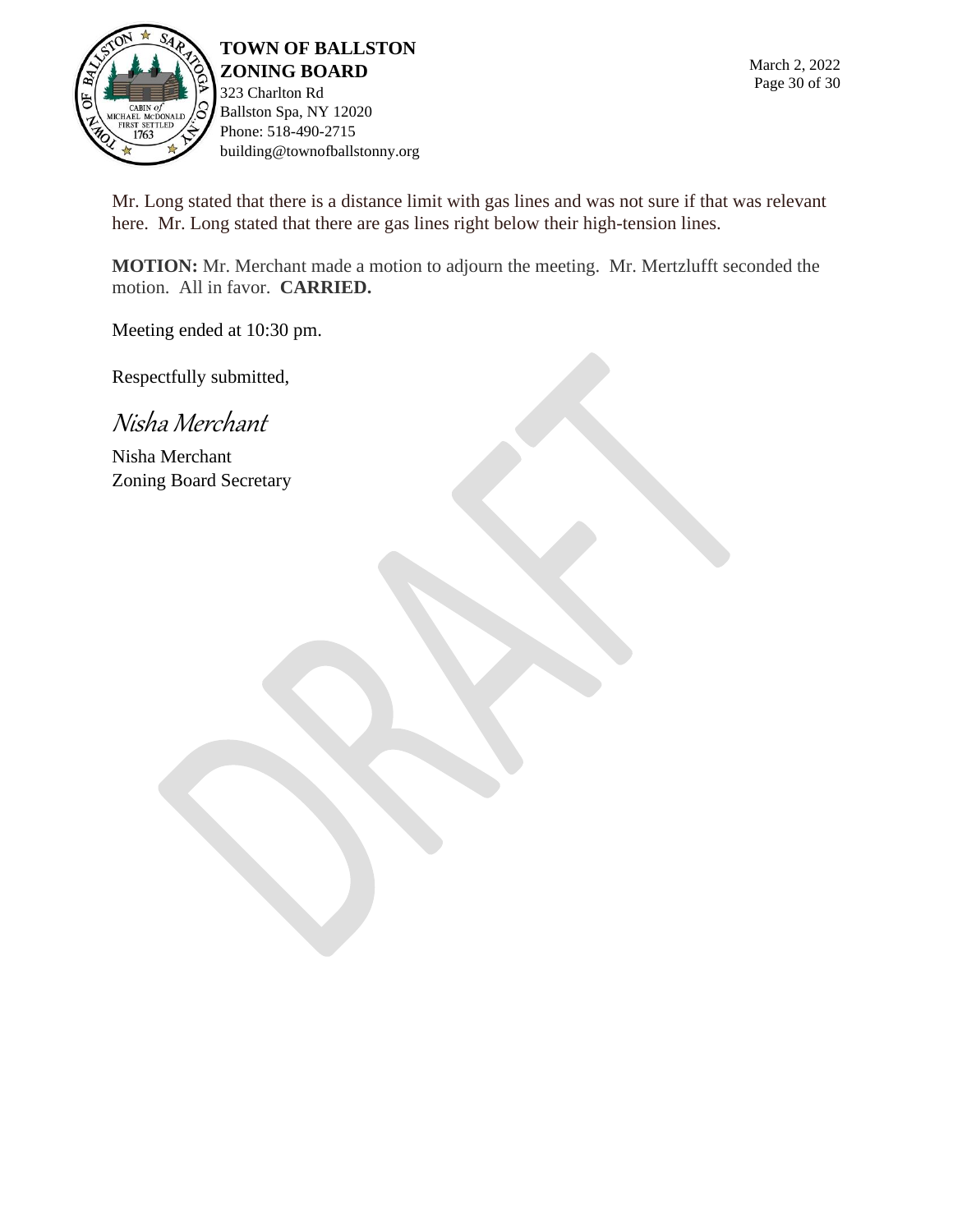Mr. Long stated that there is a distance limit with gas lines and was not sure if that was relevant here. Mr. Long stated that there are gas lines right below their high-tension lines.

**MOTION:** Mr. Merchant made a motion to adjourn the meeting. Mr. Mertzlufft seconded the motion. All in favor. **CARRIED.**

Meeting ended at 10:30 pm.

Respectfully submitted,

*Nisha Merchant*

Nisha Merchant
Zoning Board Secretary